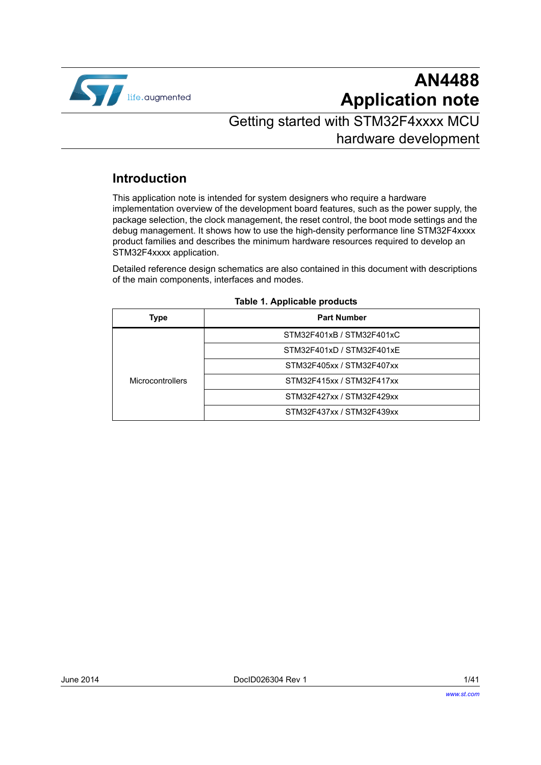# AN4488
# Application note

## Getting started with STM32F4xxxx MCU hardware development

## Introduction

This application note is intended for system designers who require a hardware implementation overview of the development board features, such as the power supply, the package selection, the clock management, the reset control, the boot mode settings and the debug management. It shows how to use the high-density performance line STM32F4xxxx product families and describes the minimum hardware resources required to develop an STM32F4xxxx application.

Detailed reference design schematics are also contained in this document with descriptions of the main components, interfaces and modes.

**Table 1. Applicable products**

| Type | Part Number |
| --- | --- |
| Microcontrollers | STM32F401xB / STM32F401xC |
| | STM32F401xD / STM32F401xE |
| | STM32F405xx / STM32F407xx |
| | STM32F415xx / STM32F417xx |
| | STM32F427xx / STM32F429xx |
| | STM32F437xx / STM32F439xx |

June 2014 DocID026304 Rev 1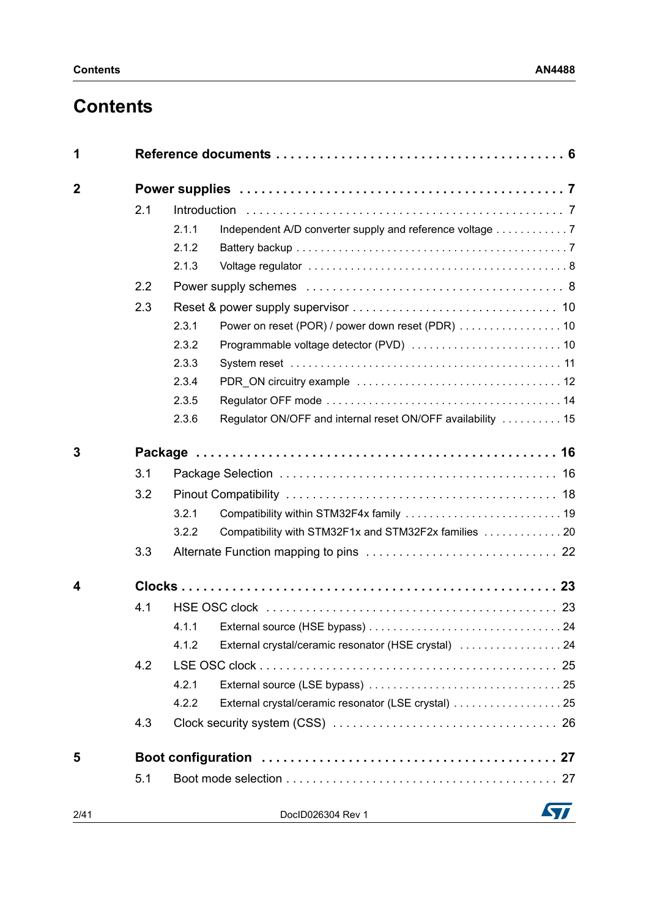# Contents

1 **Reference documents** . . . . . . . . . . . . . . . . . . . . . . . . . . . . . . . . . . . . . . . 6

2 **Power supplies** . . . . . . . . . . . . . . . . . . . . . . . . . . . . . . . . . . . . . . . . . . . 7

- 2.1 Introduction . . . . . . . . . . . . . . . . . . . . . . . . . . . . . . . . . . . . . . . . . . . . . 7
  - 2.1.1 Independent A/D converter supply and reference voltage . . . . . . . . . . . . 7
  - 2.1.2 Battery backup . . . . . . . . . . . . . . . . . . . . . . . . . . . . . . . . . . . . . . . . . . . 7
  - 2.1.3 Voltage regulator . . . . . . . . . . . . . . . . . . . . . . . . . . . . . . . . . . . . . . . . . 8
- 2.2 Power supply schemes . . . . . . . . . . . . . . . . . . . . . . . . . . . . . . . . . . . . . 8
- 2.3 Reset & power supply supervisor . . . . . . . . . . . . . . . . . . . . . . . . . . . . . . 10
  - 2.3.1 Power on reset (POR) / power down reset (PDR) . . . . . . . . . . . . . . . . . 10
  - 2.3.2 Programmable voltage detector (PVD) . . . . . . . . . . . . . . . . . . . . . . . . . 10
  - 2.3.3 System reset . . . . . . . . . . . . . . . . . . . . . . . . . . . . . . . . . . . . . . . . . . . 11
  - 2.3.4 PDR_ON circuitry example . . . . . . . . . . . . . . . . . . . . . . . . . . . . . . . . . 12
  - 2.3.5 Regulator OFF mode . . . . . . . . . . . . . . . . . . . . . . . . . . . . . . . . . . . . . 14
  - 2.3.6 Regulator ON/OFF and internal reset ON/OFF availability . . . . . . . . . . 15

3 **Package** . . . . . . . . . . . . . . . . . . . . . . . . . . . . . . . . . . . . . . . . . . . . . . . . 16

- 3.1 Package Selection . . . . . . . . . . . . . . . . . . . . . . . . . . . . . . . . . . . . . . . 16
- 3.2 Pinout Compatibility . . . . . . . . . . . . . . . . . . . . . . . . . . . . . . . . . . . . . . 18
  - 3.2.1 Compatibility within STM32F4x family . . . . . . . . . . . . . . . . . . . . . . . . . 19
  - 3.2.2 Compatibility with STM32F1x and STM32F2x families . . . . . . . . . . . . . 20
- 3.3 Alternate Function mapping to pins . . . . . . . . . . . . . . . . . . . . . . . . . . . . 22

4 **Clocks** . . . . . . . . . . . . . . . . . . . . . . . . . . . . . . . . . . . . . . . . . . . . . . . . . 23

- 4.1 HSE OSC clock . . . . . . . . . . . . . . . . . . . . . . . . . . . . . . . . . . . . . . . . . . 23
  - 4.1.1 External source (HSE bypass) . . . . . . . . . . . . . . . . . . . . . . . . . . . . . . . 24
  - 4.1.2 External crystal/ceramic resonator (HSE crystal) . . . . . . . . . . . . . . . . . 24
- 4.2 LSE OSC clock . . . . . . . . . . . . . . . . . . . . . . . . . . . . . . . . . . . . . . . . . . 25
  - 4.2.1 External source (LSE bypass) . . . . . . . . . . . . . . . . . . . . . . . . . . . . . . . 25
  - 4.2.2 External crystal/ceramic resonator (LSE crystal) . . . . . . . . . . . . . . . . . . 25
- 4.3 Clock security system (CSS) . . . . . . . . . . . . . . . . . . . . . . . . . . . . . . . . 26

5 **Boot configuration** . . . . . . . . . . . . . . . . . . . . . . . . . . . . . . . . . . . . . . . . 27

- 5.1 Boot mode selection . . . . . . . . . . . . . . . . . . . . . . . . . . . . . . . . . . . . . . . 27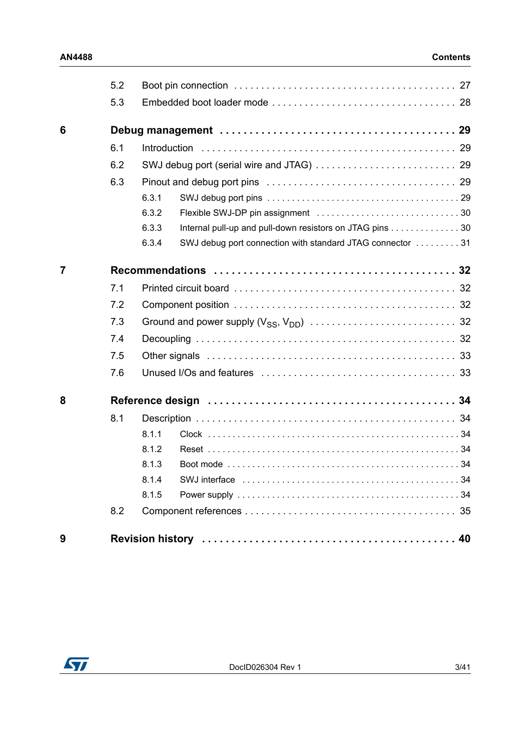- 5.2 Boot pin connection . . . . . . . . . . 27
- 5.3 Embedded boot loader mode . . . . . . . . . . 28

**6 Debug management . . . . . . . . . . 29**

- 6.1 Introduction . . . . . . . . . . 29
- 6.2 SWJ debug port (serial wire and JTAG) . . . . . . . . . . 29
- 6.3 Pinout and debug port pins . . . . . . . . . . 29
  - 6.3.1 SWJ debug port pins . . . . . . . . . . 29
  - 6.3.2 Flexible SWJ-DP pin assignment . . . . . . . . . . 30
  - 6.3.3 Internal pull-up and pull-down resistors on JTAG pins . . . . . . . . . . 30
  - 6.3.4 SWJ debug port connection with standard JTAG connector . . . . . . . . . . 31

**7 Recommendations . . . . . . . . . . 32**

- 7.1 Printed circuit board . . . . . . . . . . 32
- 7.2 Component position . . . . . . . . . . 32
- 7.3 Ground and power supply ($V_{SS}$, $V_{DD}$) . . . . . . . . . . 32
- 7.4 Decoupling . . . . . . . . . . 32
- 7.5 Other signals . . . . . . . . . . 33
- 7.6 Unused I/Os and features . . . . . . . . . . 33

**8 Reference design . . . . . . . . . . 34**

- 8.1 Description . . . . . . . . . . 34
  - 8.1.1 Clock . . . . . . . . . . 34
  - 8.1.2 Reset . . . . . . . . . . 34
  - 8.1.3 Boot mode . . . . . . . . . . 34
  - 8.1.4 SWJ interface . . . . . . . . . . 34
  - 8.1.5 Power supply . . . . . . . . . . 34
- 8.2 Component references . . . . . . . . . . 35

**9 Revision history . . . . . . . . . . 40**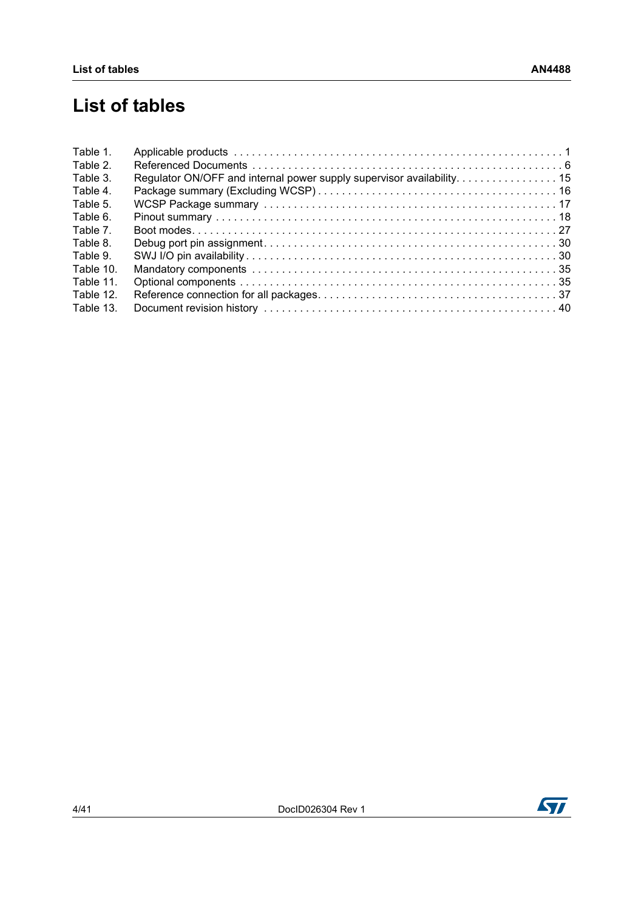# List of tables

Table 1. Applicable products . . . . . . . . . . . . . . . . . . . . . . . . . . . . . . . . . . . . . . . . . . . . . . . . . . . . . 1
Table 2. Referenced Documents . . . . . . . . . . . . . . . . . . . . . . . . . . . . . . . . . . . . . . . . . . . . . . . . . . . 6
Table 3. Regulator ON/OFF and internal power supply supervisor availability. . . . . . . . . . . . . . . . . 15
Table 4. Package summary (Excluding WCSP) . . . . . . . . . . . . . . . . . . . . . . . . . . . . . . . . . . . . . . 16
Table 5. WCSP Package summary . . . . . . . . . . . . . . . . . . . . . . . . . . . . . . . . . . . . . . . . . . . . . . . . 17
Table 6. Pinout summary . . . . . . . . . . . . . . . . . . . . . . . . . . . . . . . . . . . . . . . . . . . . . . . . . . . . . . . 18
Table 7. Boot modes. . . . . . . . . . . . . . . . . . . . . . . . . . . . . . . . . . . . . . . . . . . . . . . . . . . . . . . . . . . 27
Table 8. Debug port pin assignment. . . . . . . . . . . . . . . . . . . . . . . . . . . . . . . . . . . . . . . . . . . . . . . . 30
Table 9. SWJ I/O pin availability . . . . . . . . . . . . . . . . . . . . . . . . . . . . . . . . . . . . . . . . . . . . . . . . . . 30
Table 10. Mandatory components . . . . . . . . . . . . . . . . . . . . . . . . . . . . . . . . . . . . . . . . . . . . . . . . . 35
Table 11. Optional components . . . . . . . . . . . . . . . . . . . . . . . . . . . . . . . . . . . . . . . . . . . . . . . . . . . 35
Table 12. Reference connection for all packages. . . . . . . . . . . . . . . . . . . . . . . . . . . . . . . . . . . . . . 37
Table 13. Document revision history . . . . . . . . . . . . . . . . . . . . . . . . . . . . . . . . . . . . . . . . . . . . . . . 40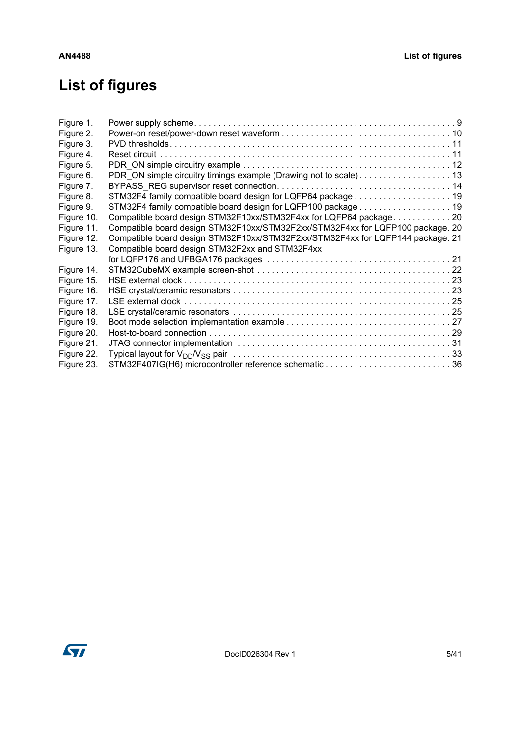# List of figures

- Figure 1. Power supply scheme. . . . . . . . . . . . . . . . . . . . . . . . . . . . . . . . . . . . . . . . . . . . . . . . . . . . . 9
- Figure 2. Power-on reset/power-down reset waveform . . . . . . . . . . . . . . . . . . . . . . . . . . . . . . . . . . 10
- Figure 3. PVD thresholds. . . . . . . . . . . . . . . . . . . . . . . . . . . . . . . . . . . . . . . . . . . . . . . . . . . . . . . . 11
- Figure 4. Reset circuit . . . . . . . . . . . . . . . . . . . . . . . . . . . . . . . . . . . . . . . . . . . . . . . . . . . . . . . . . . 11
- Figure 5. PDR_ON simple circuitry example . . . . . . . . . . . . . . . . . . . . . . . . . . . . . . . . . . . . . . . . . . 12
- Figure 6. PDR_ON simple circuitry timings example (Drawing not to scale) . . . . . . . . . . . . . . . . . . . 13
- Figure 7. BYPASS_REG supervisor reset connection. . . . . . . . . . . . . . . . . . . . . . . . . . . . . . . . . . . . 14
- Figure 8. STM32F4 family compatible board design for LQFP64 package . . . . . . . . . . . . . . . . . . . . 19
- Figure 9. STM32F4 family compatible board design for LQFP100 package . . . . . . . . . . . . . . . . . . . 19
- Figure 10. Compatible board design STM32F10xx/STM32F4xx for LQFP64 package . . . . . . . . . . . . 20
- Figure 11. Compatible board design STM32F10xx/STM32F2xx/STM32F4xx for LQFP100 package. 20
- Figure 12. Compatible board design STM32F10xx/STM32F2xx/STM32F4xx for LQFP144 package. 21
- Figure 13. Compatible board design STM32F2xx and STM32F4xx for LQFP176 and UFBGA176 packages . . . . . . . . . . . . . . . . . . . . . . . . . . . . . . . . . . . . . 21
- Figure 14. STM32CubeMX example screen-shot . . . . . . . . . . . . . . . . . . . . . . . . . . . . . . . . . . . . . . . 22
- Figure 15. HSE external clock . . . . . . . . . . . . . . . . . . . . . . . . . . . . . . . . . . . . . . . . . . . . . . . . . . . . . 23
- Figure 16. HSE crystal/ceramic resonators . . . . . . . . . . . . . . . . . . . . . . . . . . . . . . . . . . . . . . . . . . . . 23
- Figure 17. LSE external clock . . . . . . . . . . . . . . . . . . . . . . . . . . . . . . . . . . . . . . . . . . . . . . . . . . . . . 25
- Figure 18. LSE crystal/ceramic resonators . . . . . . . . . . . . . . . . . . . . . . . . . . . . . . . . . . . . . . . . . . . . 25
- Figure 19. Boot mode selection implementation example . . . . . . . . . . . . . . . . . . . . . . . . . . . . . . . . . 27
- Figure 20. Host-to-board connection . . . . . . . . . . . . . . . . . . . . . . . . . . . . . . . . . . . . . . . . . . . . . . . . . 29
- Figure 21. JTAG connector implementation . . . . . . . . . . . . . . . . . . . . . . . . . . . . . . . . . . . . . . . . . . . 31
- Figure 22. Typical layout for $V_{DD}$/$V_{SS}$ pair . . . . . . . . . . . . . . . . . . . . . . . . . . . . . . . . . . . . . . . . . . . 33
- Figure 23. STM32F407IG(H6) microcontroller reference schematic . . . . . . . . . . . . . . . . . . . . . . . . . 36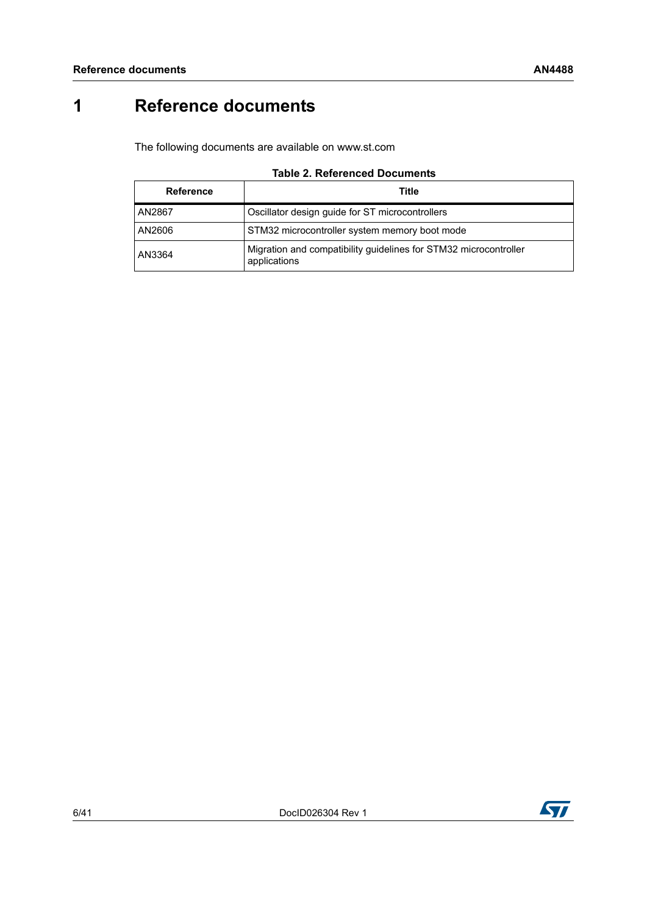# 1 Reference documents

The following documents are available on www.st.com

**Table 2. Referenced Documents**

| Reference | Title |
|---|---|
| AN2867 | Oscillator design guide for ST microcontrollers |
| AN2606 | STM32 microcontroller system memory boot mode |
| AN3364 | Migration and compatibility guidelines for STM32 microcontroller applications |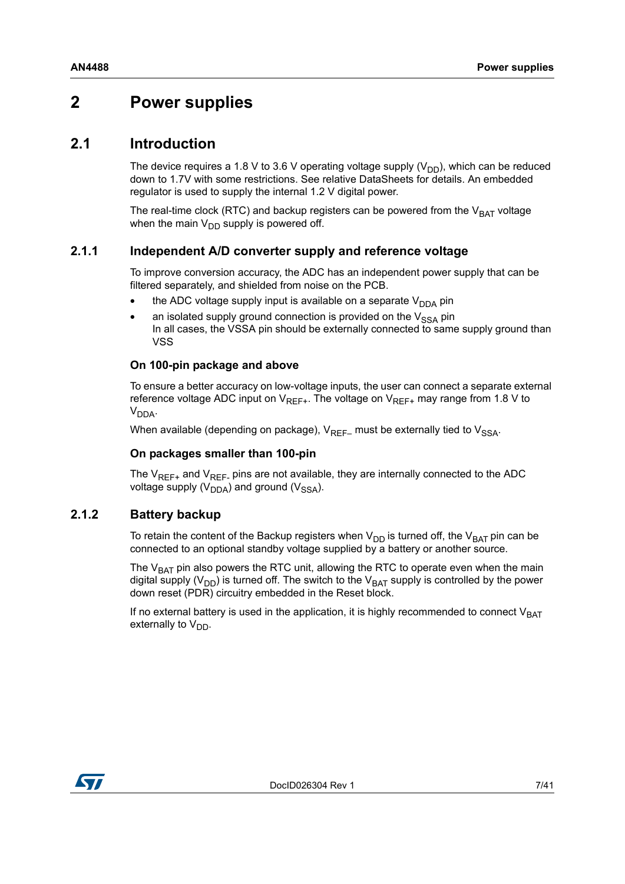# 2 Power supplies

## 2.1 Introduction

The device requires a 1.8 V to 3.6 V operating voltage supply ($V_{DD}$), which can be reduced down to 1.7V with some restrictions. See relative DataSheets for details. An embedded regulator is used to supply the internal 1.2 V digital power.

The real-time clock (RTC) and backup registers can be powered from the $V_{BAT}$ voltage when the main $V_{DD}$ supply is powered off.

### 2.1.1 Independent A/D converter supply and reference voltage

To improve conversion accuracy, the ADC has an independent power supply that can be filtered separately, and shielded from noise on the PCB.

- the ADC voltage supply input is available on a separate $V_{DDA}$ pin
- an isolated supply ground connection is provided on the $V_{SSA}$ pin
  In all cases, the VSSA pin should be externally connected to same supply ground than VSS

**On 100-pin package and above**

To ensure a better accuracy on low-voltage inputs, the user can connect a separate external reference voltage ADC input on $V_{REF+}$. The voltage on $V_{REF+}$ may range from 1.8 V to $V_{DDA}$.

When available (depending on package), $V_{REF-}$ must be externally tied to $V_{SSA}$.

**On packages smaller than 100-pin**

The $V_{REF+}$ and $V_{REF-}$ pins are not available, they are internally connected to the ADC voltage supply ($V_{DDA}$) and ground ($V_{SSA}$).

### 2.1.2 Battery backup

To retain the content of the Backup registers when $V_{DD}$ is turned off, the $V_{BAT}$ pin can be connected to an optional standby voltage supplied by a battery or another source.

The $V_{BAT}$ pin also powers the RTC unit, allowing the RTC to operate even when the main digital supply ($V_{DD}$) is turned off. The switch to the $V_{BAT}$ supply is controlled by the power down reset (PDR) circuitry embedded in the Reset block.

If no external battery is used in the application, it is highly recommended to connect $V_{BAT}$ externally to $V_{DD}$.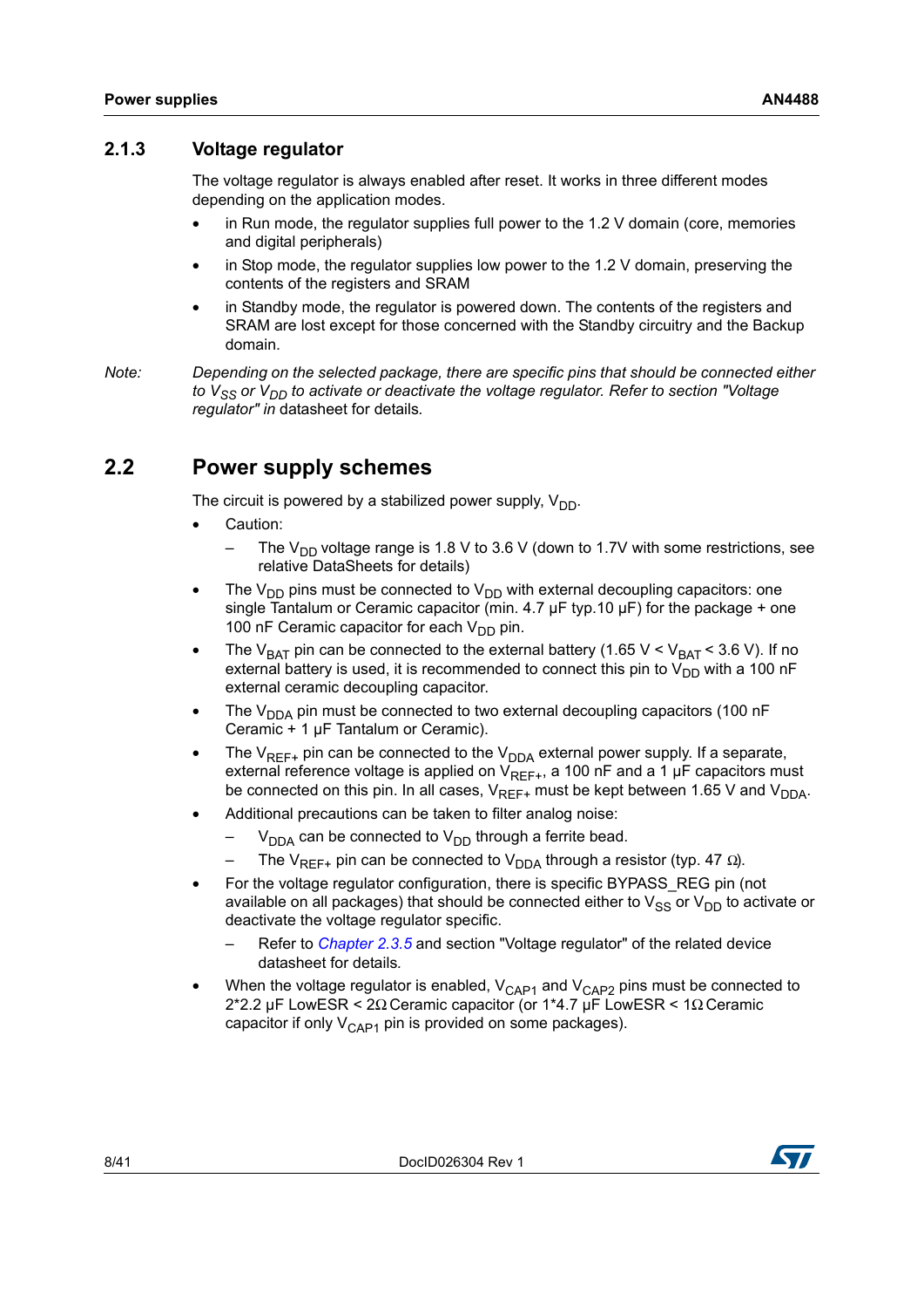### 2.1.3 Voltage regulator

The voltage regulator is always enabled after reset. It works in three different modes depending on the application modes.

- in Run mode, the regulator supplies full power to the 1.2 V domain (core, memories and digital peripherals)
- in Stop mode, the regulator supplies low power to the 1.2 V domain, preserving the contents of the registers and SRAM
- in Standby mode, the regulator is powered down. The contents of the registers and SRAM are lost except for those concerned with the Standby circuitry and the Backup domain.

*Note: Depending on the selected package, there are specific pins that should be connected either to $V_{SS}$ or $V_{DD}$ to activate or deactivate the voltage regulator. Refer to section "Voltage regulator" in* datasheet for details.

## 2.2 Power supply schemes

The circuit is powered by a stabilized power supply, $V_{DD}$.

- Caution:
  - The $V_{DD}$ voltage range is 1.8 V to 3.6 V (down to 1.7V with some restrictions, see relative DataSheets for details)
- The $V_{DD}$ pins must be connected to $V_{DD}$ with external decoupling capacitors: one single Tantalum or Ceramic capacitor (min. 4.7 µF typ.10 µF) for the package + one 100 nF Ceramic capacitor for each $V_{DD}$ pin.
- The $V_{BAT}$ pin can be connected to the external battery (1.65 V < $V_{BAT}$ < 3.6 V). If no external battery is used, it is recommended to connect this pin to $V_{DD}$ with a 100 nF external ceramic decoupling capacitor.
- The $V_{DDA}$ pin must be connected to two external decoupling capacitors (100 nF Ceramic + 1 µF Tantalum or Ceramic).
- The $V_{REF+}$ pin can be connected to the $V_{DDA}$ external power supply. If a separate, external reference voltage is applied on $V_{REF+}$, a 100 nF and a 1 µF capacitors must be connected on this pin. In all cases, $V_{REF+}$ must be kept between 1.65 V and $V_{DDA}$.
- Additional precautions can be taken to filter analog noise:
  - $V_{DDA}$ can be connected to $V_{DD}$ through a ferrite bead.
  - The $V_{REF+}$ pin can be connected to $V_{DDA}$ through a resistor (typ. 47 Ω).
- For the voltage regulator configuration, there is specific BYPASS_REG pin (not available on all packages) that should be connected either to $V_{SS}$ or $V_{DD}$ to activate or deactivate the voltage regulator specific.
  - Refer to *Chapter 2.3.5* and section "Voltage regulator" of the related device datasheet for details.
- When the voltage regulator is enabled, $V_{CAP1}$ and $V_{CAP2}$ pins must be connected to 2*2.2 µF LowESR < 2Ω Ceramic capacitor (or 1*4.7 µF LowESR < 1Ω Ceramic capacitor if only $V_{CAP1}$ pin is provided on some packages).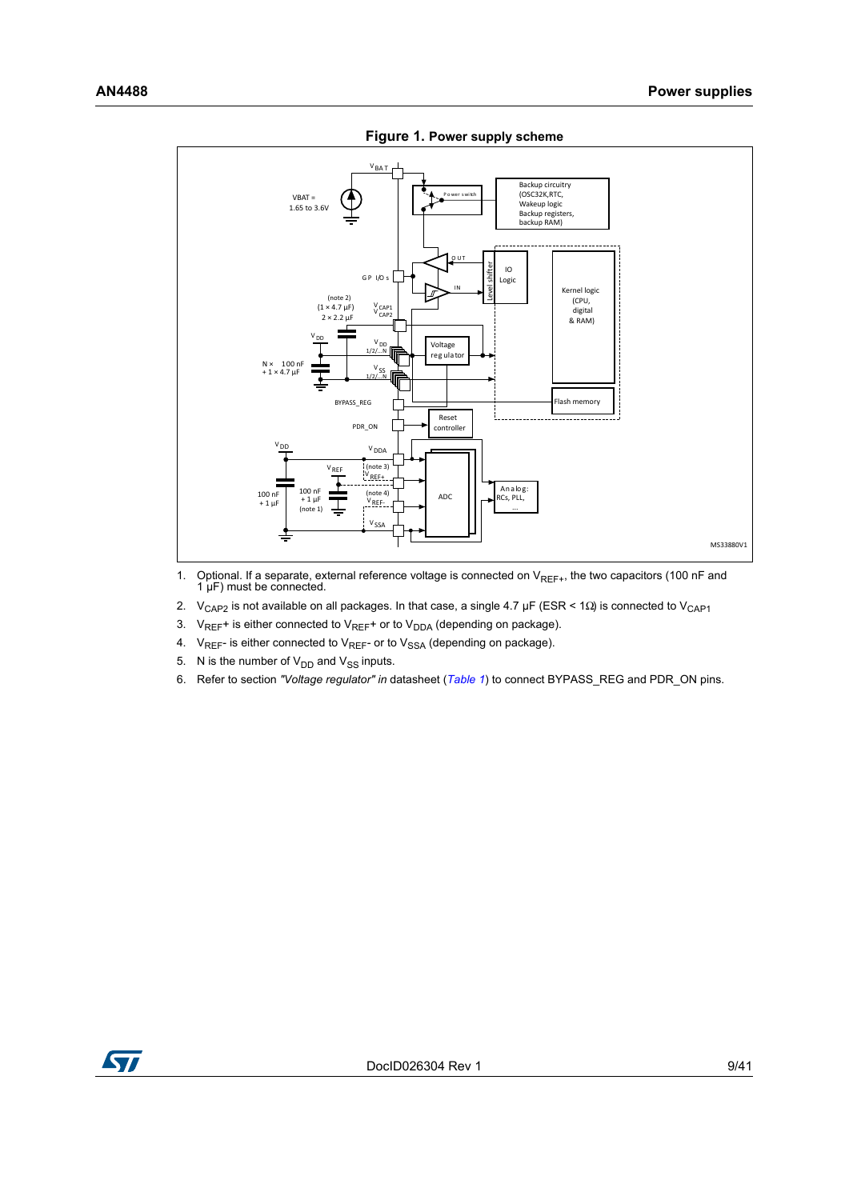**Figure 1. Power supply scheme**

1. Optional. If a separate, external reference voltage is connected on $V_{REF+}$, the two capacitors (100 nF and 1 µF) must be connected.
2. $V_{CAP2}$ is not available on all packages. In that case, a single 4.7 µF (ESR < 1Ω) is connected to $V_{CAP1}$
3. $V_{REF}$+ is either connected to $V_{REF}$+ or to $V_{DDA}$ (depending on package).
4. $V_{REF}$- is either connected to $V_{REF}$- or to $V_{SSA}$ (depending on package).
5. N is the number of $V_{DD}$ and $V_{SS}$ inputs.
6. Refer to section *"Voltage regulator" in* datasheet (*Table 1*) to connect BYPASS_REG and PDR_ON pins.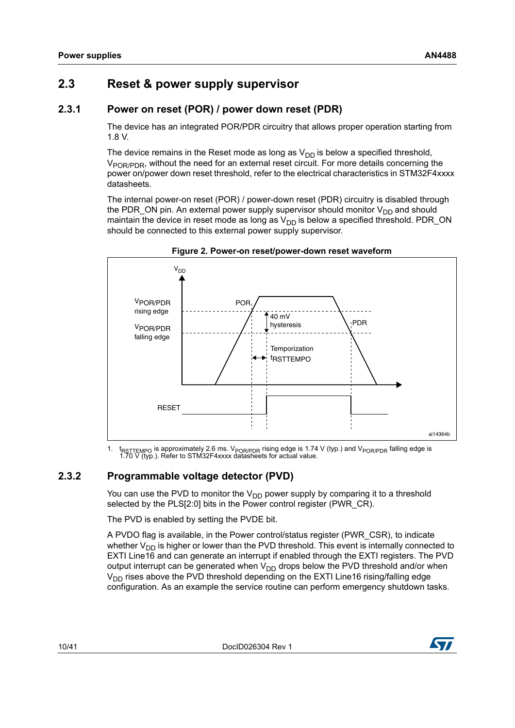## 2.3 Reset & power supply supervisor

### 2.3.1 Power on reset (POR) / power down reset (PDR)

The device has an integrated POR/PDR circuitry that allows proper operation starting from 1.8 V.

The device remains in the Reset mode as long as $V_{DD}$ is below a specified threshold, $V_{POR/PDR}$, without the need for an external reset circuit. For more details concerning the power on/power down reset threshold, refer to the electrical characteristics in STM32F4xxxx datasheets.

The internal power-on reset (POR) / power-down reset (PDR) circuitry is disabled through the PDR_ON pin. An external power supply supervisor should monitor $V_{DD}$ and should maintain the device in reset mode as long as $V_{DD}$ is below a specified threshold. PDR_ON should be connected to this external power supply supervisor.

**Figure 2. Power-on reset/power-down reset waveform**

1. $t_{RSTTEMPO}$ is approximately 2.6 ms. $V_{POR/PDR}$ rising edge is 1.74 V (typ.) and $V_{POR/PDR}$ falling edge is 1.70 V (typ.). Refer to STM32F4xxxx datasheets for actual value.

### 2.3.2 Programmable voltage detector (PVD)

You can use the PVD to monitor the $V_{DD}$ power supply by comparing it to a threshold selected by the PLS[2:0] bits in the Power control register (PWR_CR).

The PVD is enabled by setting the PVDE bit.

A PVDO flag is available, in the Power control/status register (PWR_CSR), to indicate whether $V_{DD}$ is higher or lower than the PVD threshold. This event is internally connected to EXTI Line16 and can generate an interrupt if enabled through the EXTI registers. The PVD output interrupt can be generated when $V_{DD}$ drops below the PVD threshold and/or when $V_{DD}$ rises above the PVD threshold depending on the EXTI Line16 rising/falling edge configuration. As an example the service routine can perform emergency shutdown tasks.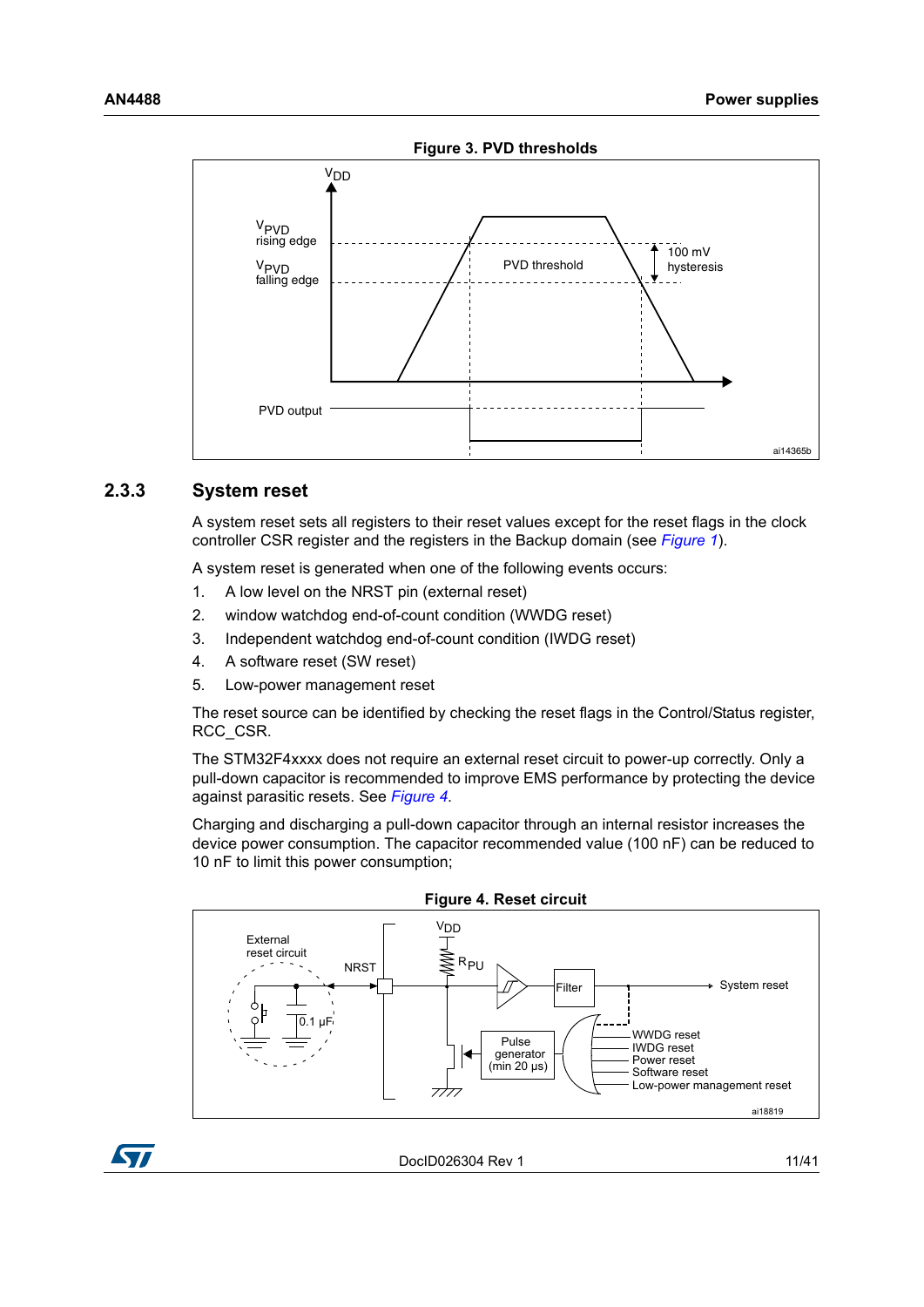**Figure 3. PVD thresholds**

### 2.3.3 System reset

A system reset sets all registers to their reset values except for the reset flags in the clock controller CSR register and the registers in the Backup domain (see *Figure 1*).

A system reset is generated when one of the following events occurs:

1. A low level on the NRST pin (external reset)
2. window watchdog end-of-count condition (WWDG reset)
3. Independent watchdog end-of-count condition (IWDG reset)
4. A software reset (SW reset)
5. Low-power management reset

The reset source can be identified by checking the reset flags in the Control/Status register, RCC_CSR.

The STM32F4xxxx does not require an external reset circuit to power-up correctly. Only a pull-down capacitor is recommended to improve EMS performance by protecting the device against parasitic resets. See *Figure 4*.

Charging and discharging a pull-down capacitor through an internal resistor increases the device power consumption. The capacitor recommended value (100 nF) can be reduced to 10 nF to limit this power consumption;

**Figure 4. Reset circuit**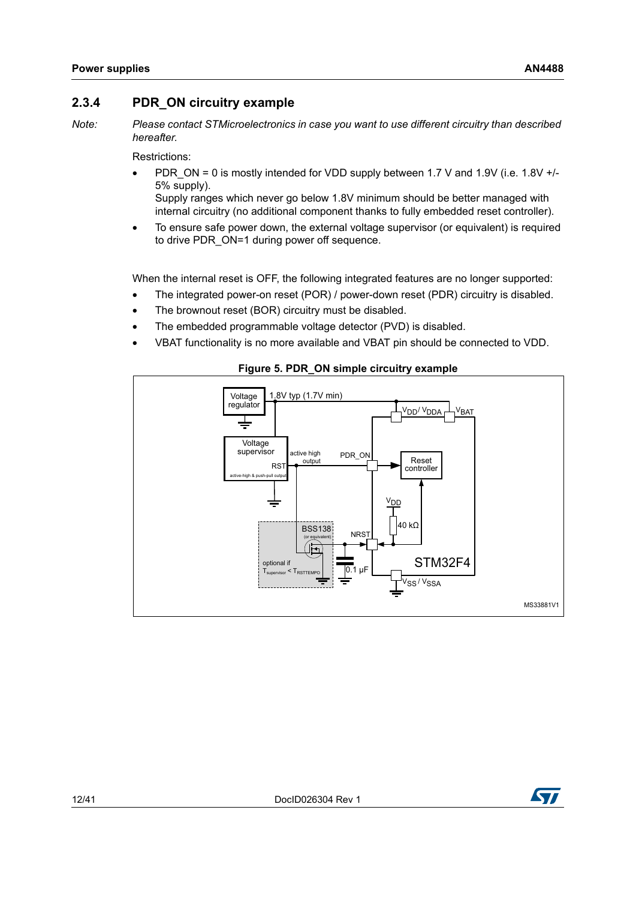### 2.3.4 PDR_ON circuitry example

*Note: Please contact STMicroelectronics in case you want to use different circuitry than described hereafter.*

Restrictions:

- PDR_ON = 0 is mostly intended for VDD supply between 1.7 V and 1.9V (i.e. 1.8V +/- 5% supply).
  Supply ranges which never go below 1.8V minimum should be better managed with internal circuitry (no additional component thanks to fully embedded reset controller).
- To ensure safe power down, the external voltage supervisor (or equivalent) is required to drive PDR_ON=1 during power off sequence.

When the internal reset is OFF, the following integrated features are no longer supported:

- The integrated power-on reset (POR) / power-down reset (PDR) circuitry is disabled.
- The brownout reset (BOR) circuitry must be disabled.
- The embedded programmable voltage detector (PVD) is disabled.
- VBAT functionality is no more available and VBAT pin should be connected to VDD.

**Figure 5. PDR_ON simple circuitry example**

Voltage regulator — 1.8V typ (1.7V min) — $V_{DD}$/ $V_{DDA}$ — $V_{BAT}$
Voltage supervisor — RST — active high output — active-high & push-pull output — PDR_ON — Reset controller
BSS138 (or equivalent) — optional if $T_{supervisor} < T_{RSTTEMPO}$
NRST — $V_{DD}$ — 40 kΩ — 0.1 µF — STM32F4 — $V_{SS}$ / $V_{SSA}$

MS33881V1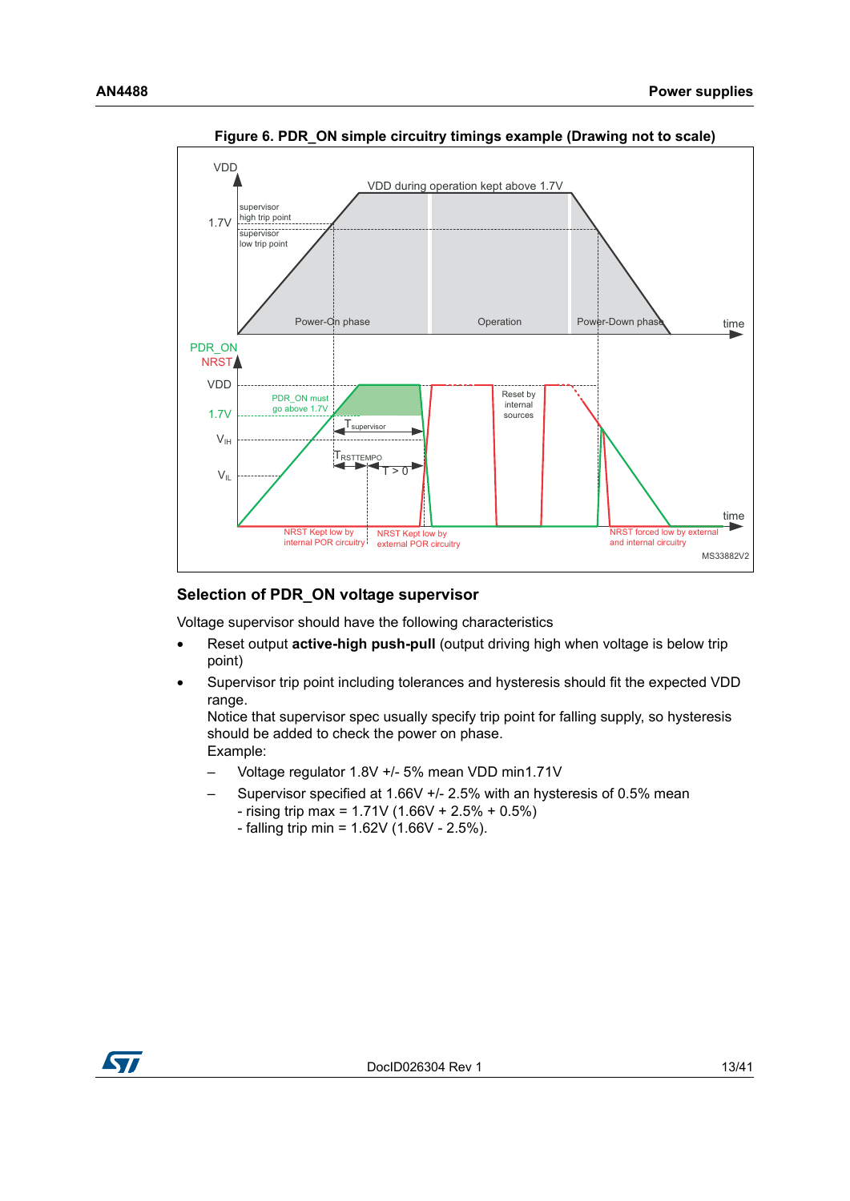**Figure 6. PDR_ON simple circuitry timings example (Drawing not to scale)**

## Selection of PDR_ON voltage supervisor

Voltage supervisor should have the following characteristics

- Reset output **active-high push-pull** (output driving high when voltage is below trip point)
- Supervisor trip point including tolerances and hysteresis should fit the expected VDD range.
  Notice that supervisor spec usually specify trip point for falling supply, so hysteresis should be added to check the power on phase.
  Example:
  - Voltage regulator 1.8V +/- 5% mean VDD min1.71V
  - Supervisor specified at 1.66V +/- 2.5% with an hysteresis of 0.5% mean
    - rising trip max = 1.71V (1.66V + 2.5% + 0.5%)
    - falling trip min = 1.62V (1.66V - 2.5%).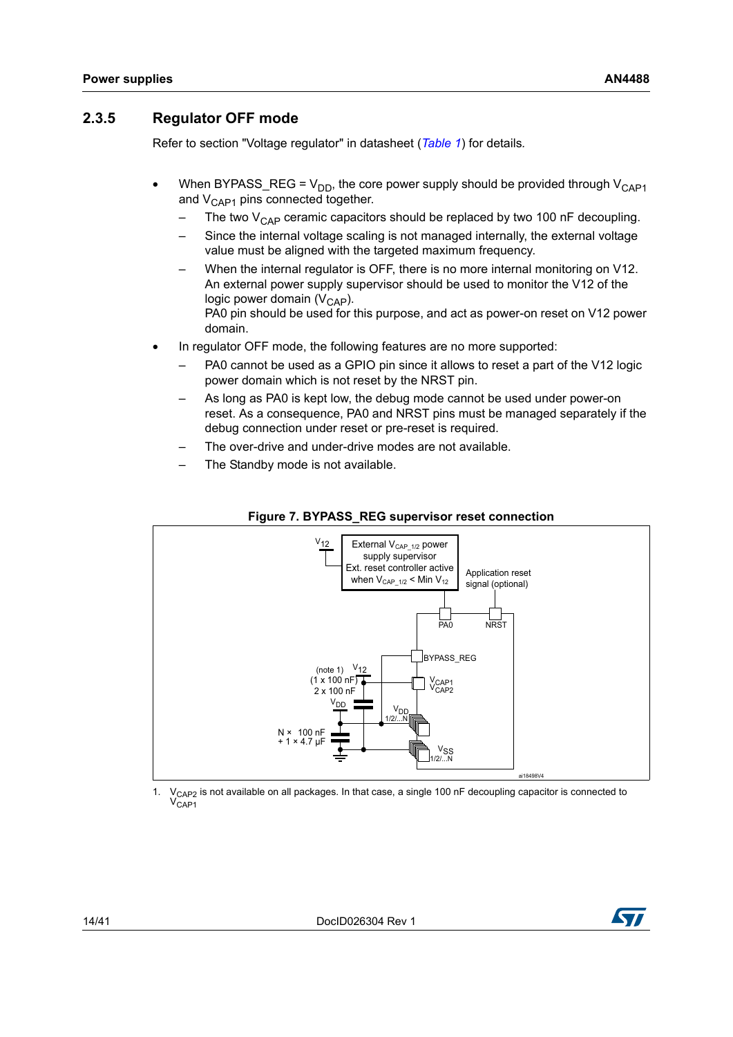### 2.3.5 Regulator OFF mode

Refer to section "Voltage regulator" in datasheet (*Table 1*) for details.

- When BYPASS_REG = $V_{DD}$, the core power supply should be provided through $V_{CAP1}$ and $V_{CAP1}$ pins connected together.
  - The two $V_{CAP}$ ceramic capacitors should be replaced by two 100 nF decoupling.
  - Since the internal voltage scaling is not managed internally, the external voltage value must be aligned with the targeted maximum frequency.
  - When the internal regulator is OFF, there is no more internal monitoring on V12. An external power supply supervisor should be used to monitor the V12 of the logic power domain ($V_{CAP}$).
    PA0 pin should be used for this purpose, and act as power-on reset on V12 power domain.
- In regulator OFF mode, the following features are no more supported:
  - PA0 cannot be used as a GPIO pin since it allows to reset a part of the V12 logic power domain which is not reset by the NRST pin.
  - As long as PA0 is kept low, the debug mode cannot be used under power-on reset. As a consequence, PA0 and NRST pins must be managed separately if the debug connection under reset or pre-reset is required.
  - The over-drive and under-drive modes are not available.
  - The Standby mode is not available.

**Figure 7. BYPASS_REG supervisor reset connection**

1. $V_{CAP2}$ is not available on all packages. In that case, a single 100 nF decoupling capacitor is connected to $V_{CAP1}$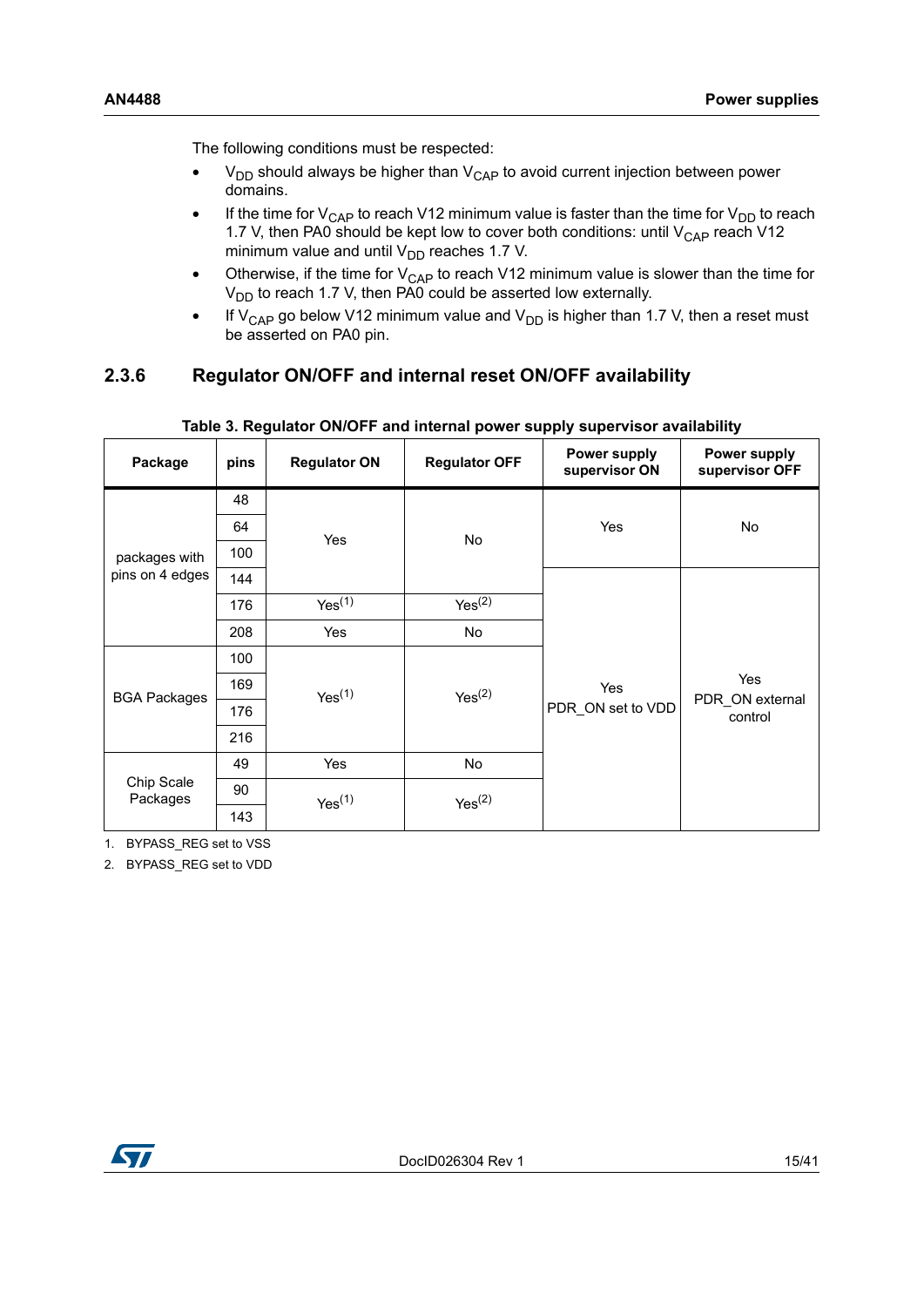The following conditions must be respected:

- $V_{DD}$ should always be higher than $V_{CAP}$ to avoid current injection between power domains.
- If the time for $V_{CAP}$ to reach V12 minimum value is faster than the time for $V_{DD}$ to reach 1.7 V, then PA0 should be kept low to cover both conditions: until $V_{CAP}$ reach V12 minimum value and until $V_{DD}$ reaches 1.7 V.
- Otherwise, if the time for $V_{CAP}$ to reach V12 minimum value is slower than the time for $V_{DD}$ to reach 1.7 V, then PA0 could be asserted low externally.
- If $V_{CAP}$ go below V12 minimum value and $V_{DD}$ is higher than 1.7 V, then a reset must be asserted on PA0 pin.

### 2.3.6 Regulator ON/OFF and internal reset ON/OFF availability

**Table 3. Regulator ON/OFF and internal power supply supervisor availability**

| Package | pins | Regulator ON | Regulator OFF | Power supply supervisor ON | Power supply supervisor OFF |
|---|---|---|---|---|---|
| packages with pins on 4 edges | 48 | Yes | No | Yes | No |
| | 64 | | | | |
| | 100 | | | | |
| | 144 | | | Yes PDR_ON set to VDD | Yes PDR_ON external control |
| | 176 | Yes(1) | Yes(2) | | |
| | 208 | Yes | No | | |
| BGA Packages | 100 | Yes(1) | Yes(2) | | |
| | 169 | | | | |
| | 176 | | | | |
| | 216 | | | | |
| Chip Scale Packages | 49 | Yes | No | | |
| | 90 | Yes(1) | Yes(2) | | |
| | 143 | | | | |

1. BYPASS_REG set to VSS
2. BYPASS_REG set to VDD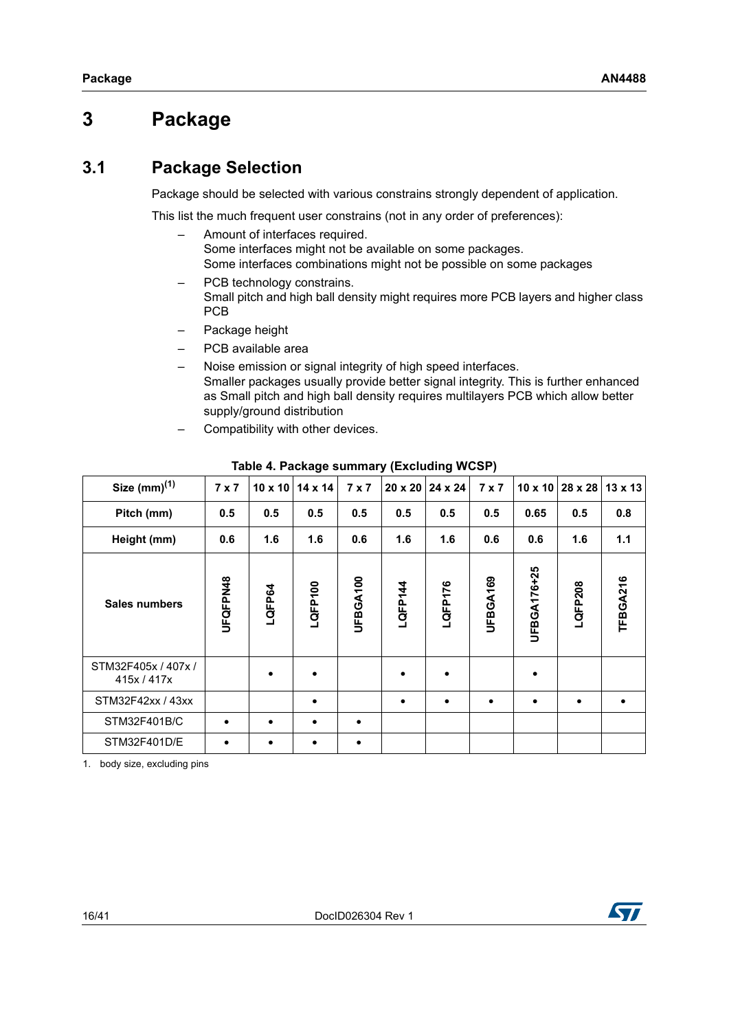# 3 Package

## 3.1 Package Selection

Package should be selected with various constrains strongly dependent of application.

This list the much frequent user constrains (not in any order of preferences):

- Amount of interfaces required.
  Some interfaces might not be available on some packages.
  Some interfaces combinations might not be possible on some packages
- PCB technology constrains.
  Small pitch and high ball density might requires more PCB layers and higher class PCB
- Package height
- PCB available area
- Noise emission or signal integrity of high speed interfaces.
  Smaller packages usually provide better signal integrity. This is further enhanced as Small pitch and high ball density requires multilayers PCB which allow better supply/ground distribution
- Compatibility with other devices.

**Table 4. Package summary (Excluding WCSP)**

| Size (mm)(1) | 7 x 7 | 10 x 10 | 14 x 14 | 7 x 7 | 20 x 20 | 24 x 24 | 7 x 7 | 10 x 10 | 28 x 28 | 13 x 13 |
|---|---|---|---|---|---|---|---|---|---|---|
| Pitch (mm) | 0.5 | 0.5 | 0.5 | 0.5 | 0.5 | 0.5 | 0.5 | 0.65 | 0.5 | 0.8 |
| Height (mm) | 0.6 | 1.6 | 1.6 | 0.6 | 1.6 | 1.6 | 0.6 | 0.6 | 1.6 | 1.1 |
| Sales numbers | UFQFPN48 | LQFP64 | LQFP100 | UFBGA100 | LQFP144 | LQFP176 | UFBGA169 | UFBGA176+25 | LQFP208 | TFBGA216 |
| STM32F405x / 407x / 415x / 417x | | • | • | | • | • | | • | | |
| STM32F42xx / 43xx | | | • | | • | • | • | • | • | • |
| STM32F401B/C | • | • | • | • | | | | | | |
| STM32F401D/E | • | • | • | • | | | | | | |

1. body size, excluding pins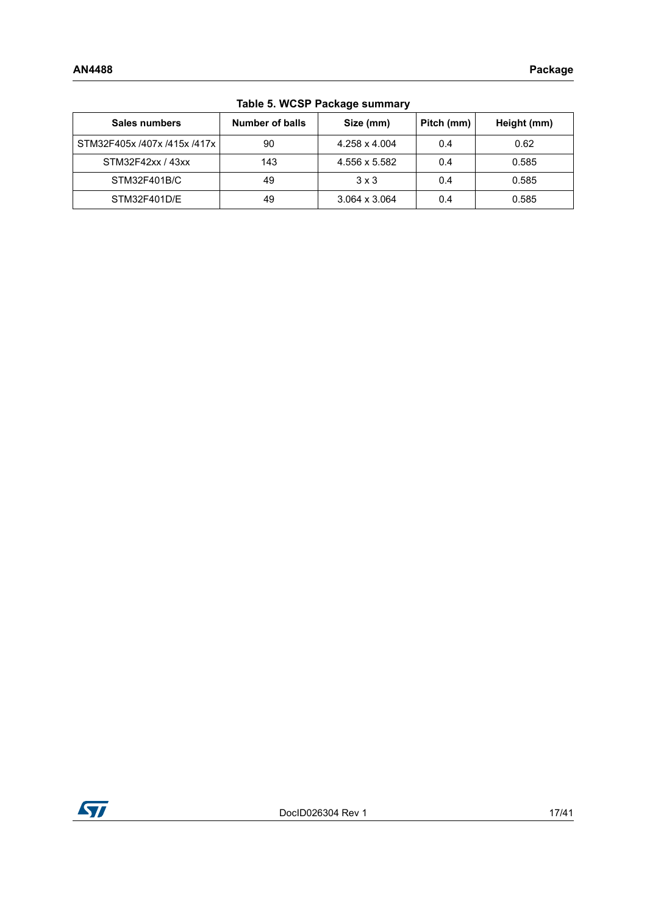**Table 5. WCSP Package summary**

| Sales numbers | Number of balls | Size (mm) | Pitch (mm) | Height (mm) |
|---|---|---|---|---|
| STM32F405x /407x /415x /417x | 90 | 4.258 x 4.004 | 0.4 | 0.62 |
| STM32F42xx / 43xx | 143 | 4.556 x 5.582 | 0.4 | 0.585 |
| STM32F401B/C | 49 | 3 x 3 | 0.4 | 0.585 |
| STM32F401D/E | 49 | 3.064 x 3.064 | 0.4 | 0.585 |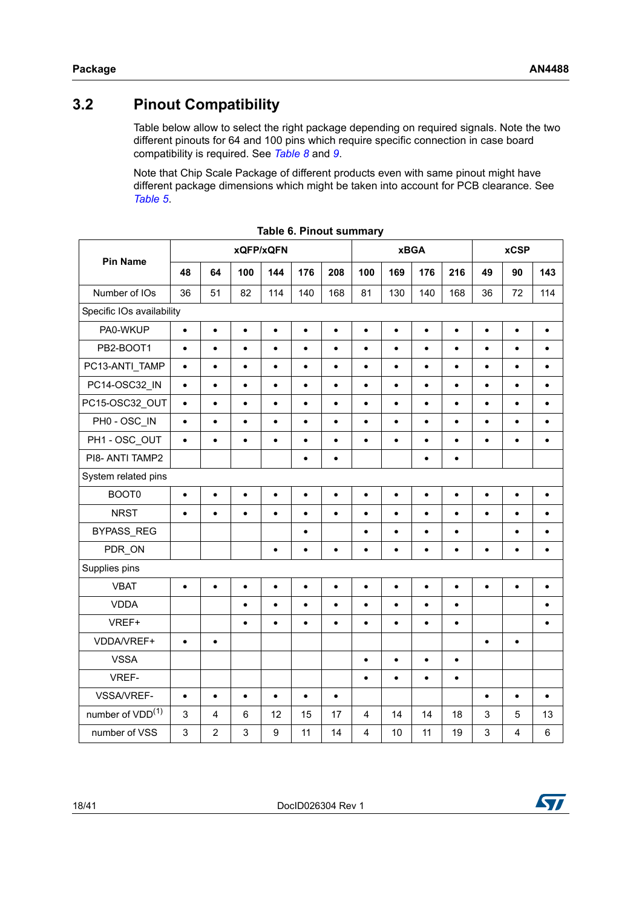## 3.2 Pinout Compatibility

Table below allow to select the right package depending on required signals. Note the two different pinouts for 64 and 100 pins which require specific connection in case board compatibility is required. See *Table 8* and *9*.

Note that Chip Scale Package of different products even with same pinout might have different package dimensions which might be taken into account for PCB clearance. See *Table 5*.

**Table 6. Pinout summary**

| Pin Name | xQFP/xQFN | | | | | | xBGA | | | | xCSP | | |
|---|---|---|---|---|---|---|---|---|---|---|---|---|---|
| | 48 | 64 | 100 | 144 | 176 | 208 | 100 | 169 | 176 | 216 | 49 | 90 | 143 |
| Number of IOs | 36 | 51 | 82 | 114 | 140 | 168 | 81 | 130 | 140 | 168 | 36 | 72 | 114 |
| Specific IOs availability | | | | | | | | | | | | | |
| PA0-WKUP | • | • | • | • | • | • | • | • | • | • | • | • | • |
| PB2-BOOT1 | • | • | • | • | • | • | • | • | • | • | • | • | • |
| PC13-ANTI_TAMP | • | • | • | • | • | • | • | • | • | • | • | • | • |
| PC14-OSC32_IN | • | • | • | • | • | • | • | • | • | • | • | • | • |
| PC15-OSC32_OUT | • | • | • | • | • | • | • | • | • | • | • | • | • |
| PH0 - OSC_IN | • | • | • | • | • | • | • | • | • | • | • | • | • |
| PH1 - OSC_OUT | • | • | • | • | • | • | • | • | • | • | • | • | • |
| PI8- ANTI TAMP2 | | | | | • | • | | | • | • | | | |
| System related pins | | | | | | | | | | | | | |
| BOOT0 | • | • | • | • | • | • | • | • | • | • | • | • | • |
| NRST | • | • | • | • | • | • | • | • | • | • | • | • | • |
| BYPASS_REG | | | | | • | | • | • | • | • | | • | • |
| PDR_ON | | | | • | • | • | • | • | • | • | • | • | • |
| Supplies pins | | | | | | | | | | | | | |
| VBAT | • | • | • | • | • | • | • | • | • | • | • | • | • |
| VDDA | | | • | • | • | • | • | • | • | • | | | • |
| VREF+ | | | • | • | • | • | • | • | • | • | | | • |
| VDDA/VREF+ | • | • | | | | | | | | | • | • | |
| VSSA | | | | | | | • | • | • | • | | | |
| VREF- | | | | | | | • | • | • | • | | | |
| VSSA/VREF- | • | • | • | • | • | • | | | | | • | • | • |
| number of VDD[(1)] | 3 | 4 | 6 | 12 | 15 | 17 | 4 | 14 | 14 | 18 | 3 | 5 | 13 |
| number of VSS | 3 | 2 | 3 | 9 | 11 | 14 | 4 | 10 | 11 | 19 | 3 | 4 | 6 |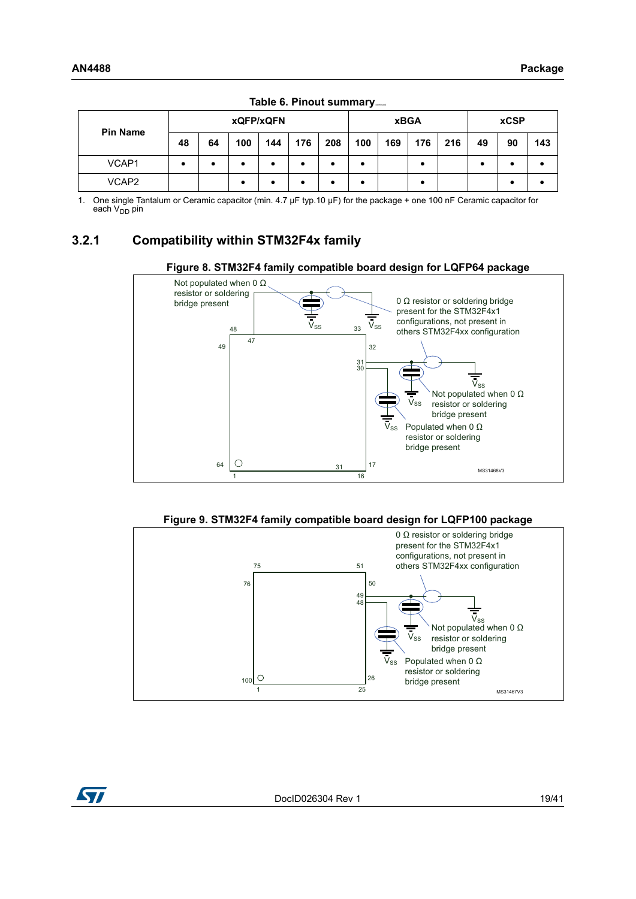**Table 6. Pinout summary** [1]

| Pin Name | xQFP/xQFN | | | | | | xBGA | | | | xCSP | | |
|---|---|---|---|---|---|---|---|---|---|---|---|---|---|
| | 48 | 64 | 100 | 144 | 176 | 208 | 100 | 169 | 176 | 216 | 49 | 90 | 143 |
| VCAP1 | • | • | • | • | • | • | • | | • | | • | • | • |
| VCAP2 | | | • | • | • | • | • | | • | | | • | • |

1. One single Tantalum or Ceramic capacitor (min. 4.7 µF typ.10 µF) for the package + one 100 nF Ceramic capacitor for each $V_{DD}$ pin

### 3.2.1 Compatibility within STM32F4x family

**Figure 8. STM32F4 family compatible board design for LQFP64 package**

**Figure 9. STM32F4 family compatible board design for LQFP100 package**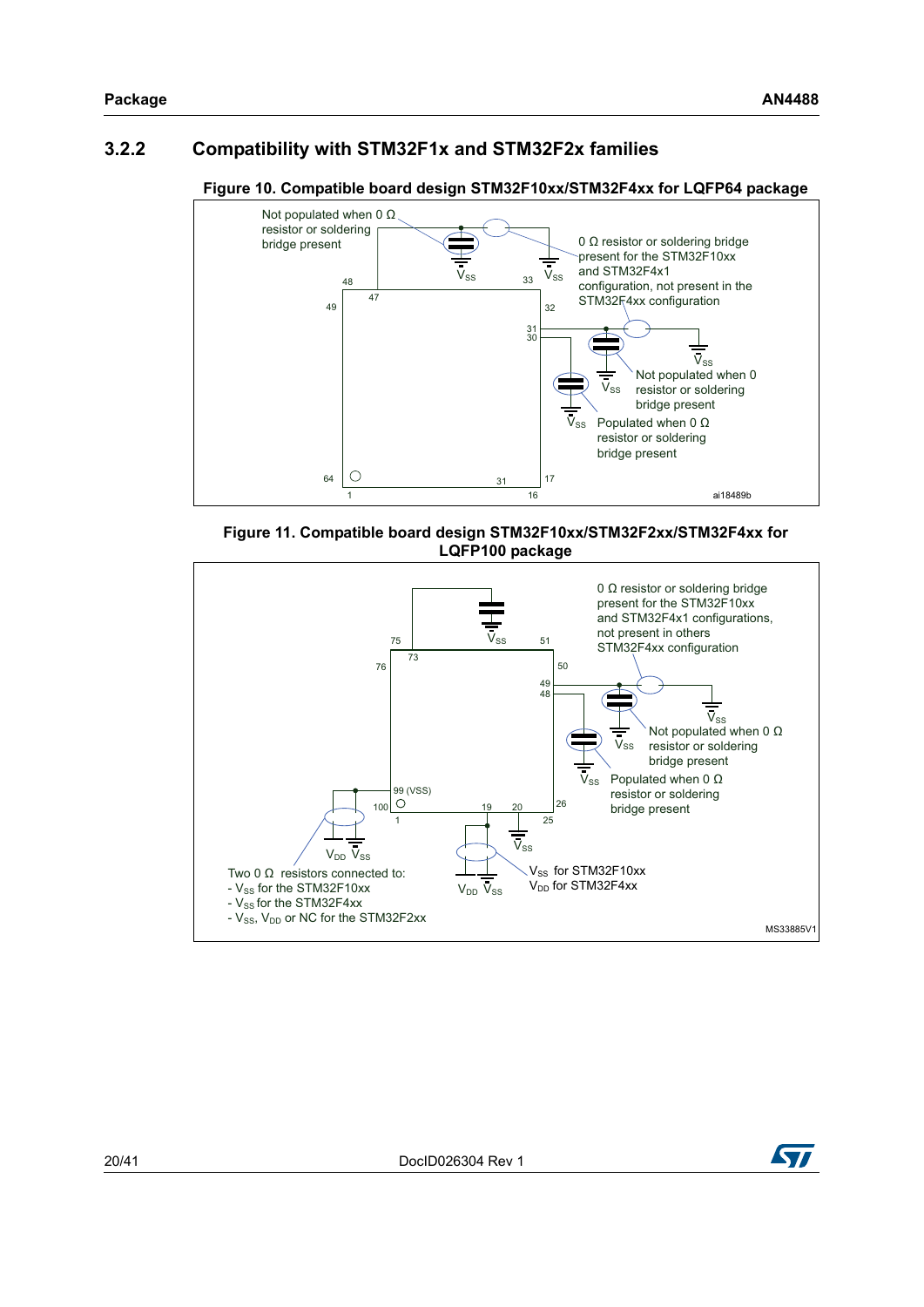### 3.2.2 Compatibility with STM32F1x and STM32F2x families

**Figure 10. Compatible board design STM32F10xx/STM32F4xx for LQFP64 package**

Not populated when 0 Ω resistor or soldering bridge present

0 Ω resistor or soldering bridge present for the STM32F10xx and STM32F4x1 configuration, not present in the STM32F4xx configuration

Not populated when 0 resistor or soldering bridge present

Populated when 0 Ω resistor or soldering bridge present

$V_{SS}$

ai18489b

**Figure 11. Compatible board design STM32F10xx/STM32F2xx/STM32F4xx for LQFP100 package**

0 Ω resistor or soldering bridge present for the STM32F10xx and STM32F4x1 configurations, not present in others STM32F4xx configuration

Not populated when 0 Ω resistor or soldering bridge present

Populated when 0 Ω resistor or soldering bridge present

99 (VSS)

$V_{SS}$ for STM32F10xx
$V_{DD}$ for STM32F4xx

Two 0 Ω resistors connected to:
- $V_{SS}$ for the STM32F10xx
- $V_{SS}$ for the STM32F4xx
- $V_{SS}$, $V_{DD}$ or NC for the STM32F2xx

MS33885V1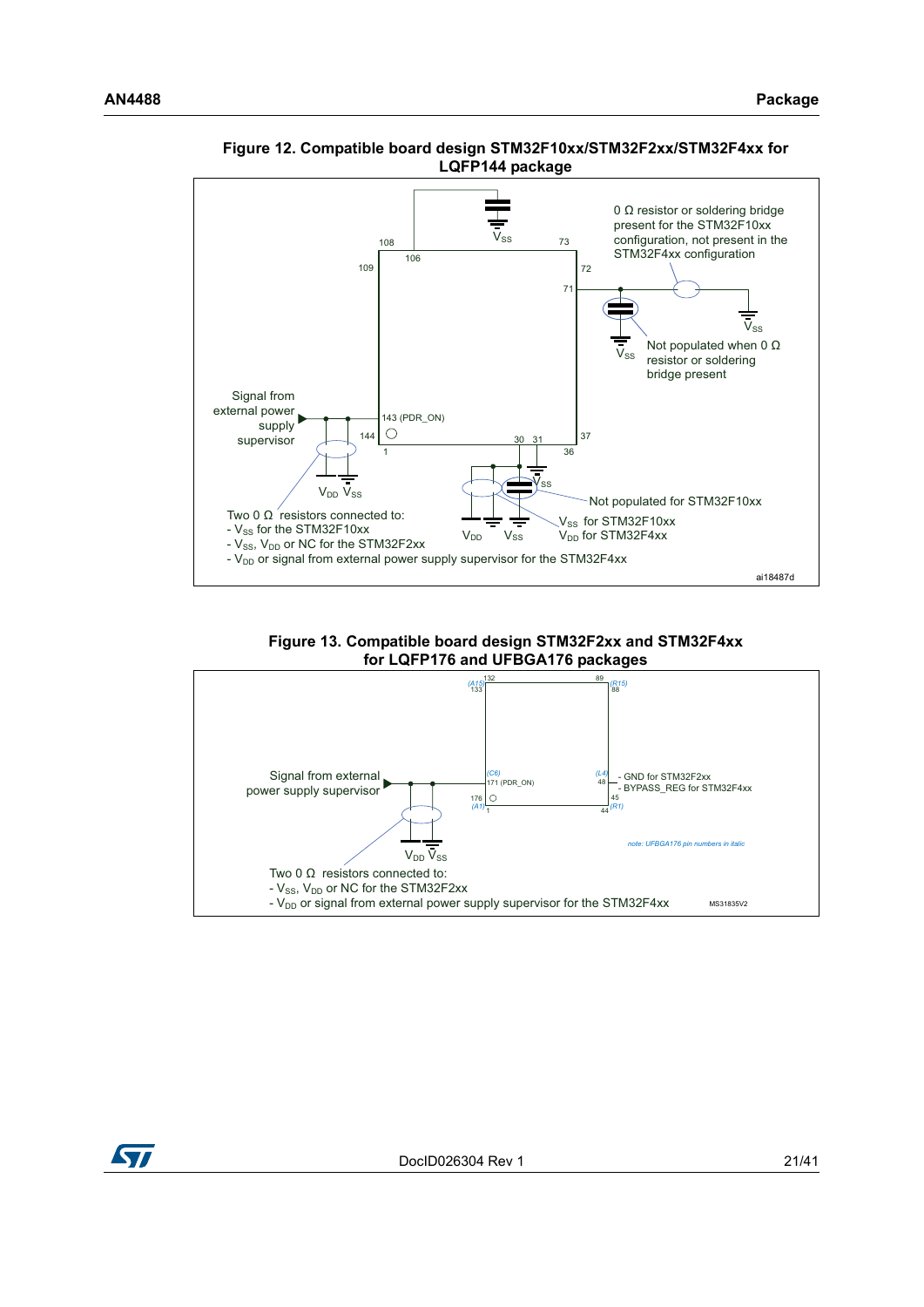**Figure 12. Compatible board design STM32F10xx/STM32F2xx/STM32F4xx for LQFP144 package**

0 Ω resistor or soldering bridge present for the STM32F10xx configuration, not present in the STM32F4xx configuration

Not populated when 0 Ω resistor or soldering bridge present

Signal from external power supply supervisor

143 (PDR_ON)

Not populated for STM32F10xx

$V_{SS}$ for STM32F10xx
$V_{DD}$ for STM32F4xx

Two 0 Ω resistors connected to:
- $V_{SS}$ for the STM32F10xx
- $V_{SS}$, $V_{DD}$ or NC for the STM32F2xx
- $V_{DD}$ or signal from external power supply supervisor for the STM32F4xx

ai18487d

**Figure 13. Compatible board design STM32F2xx and STM32F4xx for LQFP176 and UFBGA176 packages**

Signal from external power supply supervisor

171 (PDR_ON)

- GND for STM32F2xx
- BYPASS_REG for STM32F4xx

note: UFBGA176 pin numbers in italic

Two 0 Ω resistors connected to:
- $V_{SS}$, $V_{DD}$ or NC for the STM32F2xx
- $V_{DD}$ or signal from external power supply supervisor for the STM32F4xx

MS31835V2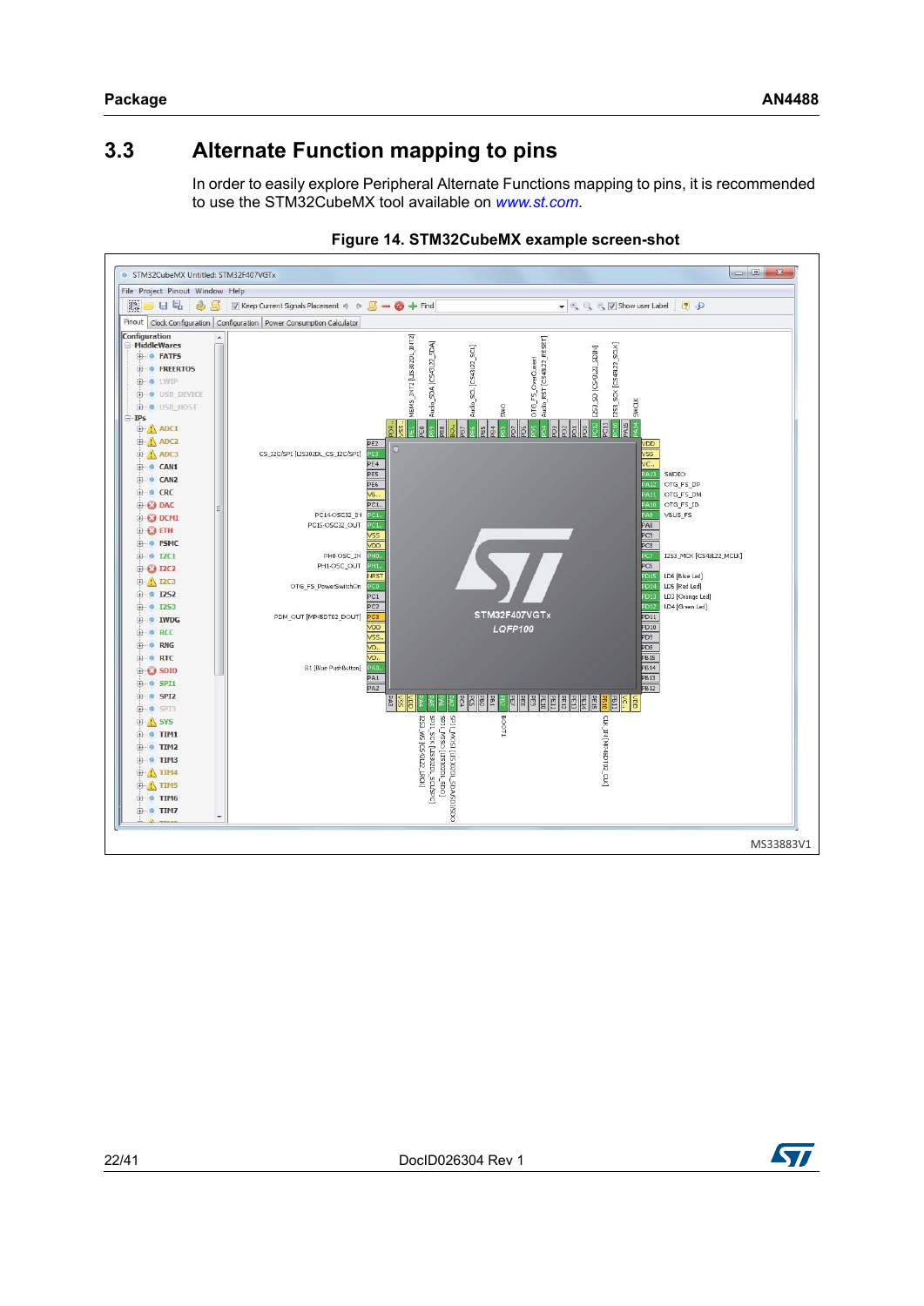## 3.3 Alternate Function mapping to pins

In order to easily explore Peripheral Alternate Functions mapping to pins, it is recommended to use the STM32CubeMX tool available on *www.st.com*.

**Figure 14. STM32CubeMX example screen-shot**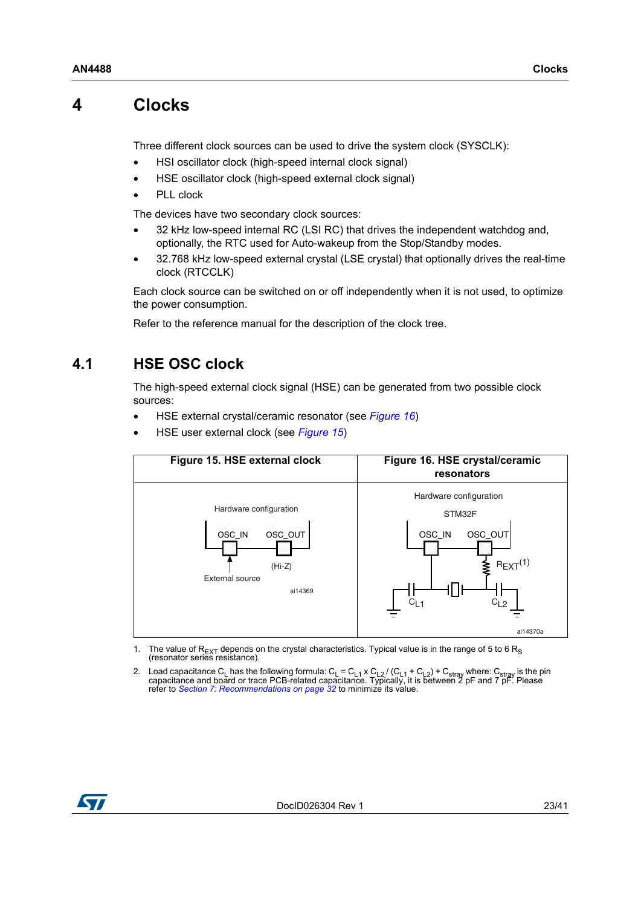# 4 Clocks

Three different clock sources can be used to drive the system clock (SYSCLK):

- HSI oscillator clock (high-speed internal clock signal)
- HSE oscillator clock (high-speed external clock signal)
- PLL clock

The devices have two secondary clock sources:

- 32 kHz low-speed internal RC (LSI RC) that drives the independent watchdog and, optionally, the RTC used for Auto-wakeup from the Stop/Standby modes.
- 32.768 kHz low-speed external crystal (LSE crystal) that optionally drives the real-time clock (RTCCLK)

Each clock source can be switched on or off independently when it is not used, to optimize the power consumption.

Refer to the reference manual for the description of the clock tree.

## 4.1 HSE OSC clock

The high-speed external clock signal (HSE) can be generated from two possible clock sources:

- HSE external crystal/ceramic resonator (see *Figure 16*)
- HSE user external clock (see *Figure 15*)

| Figure 15. HSE external clock | Figure 16. HSE crystal/ceramic resonators |
|---|---|
| Hardware configuration<br>OSC_IN, OSC_OUT<br>(Hi-Z)<br>External source<br>ai14369 | Hardware configuration<br>STM32F<br>OSC_IN, OSC_OUT<br>$R_{EXT}$(1)<br>$C_{L1}$, $C_{L2}$<br>ai14370a |

1. The value of $R_{EXT}$ depends on the crystal characteristics. Typical value is in the range of 5 to 6 $R_S$ (resonator series resistance).
2. Load capacitance $C_L$ has the following formula: $C_L = C_{L1} \times C_{L2} / (C_{L1} + C_{L2}) + C_{stray}$ where: $C_{stray}$ is the pin capacitance and board or trace PCB-related capacitance. Typically, it is between 2 pF and 7 pF. Please refer to *Section 7: Recommendations on page 32* to minimize its value.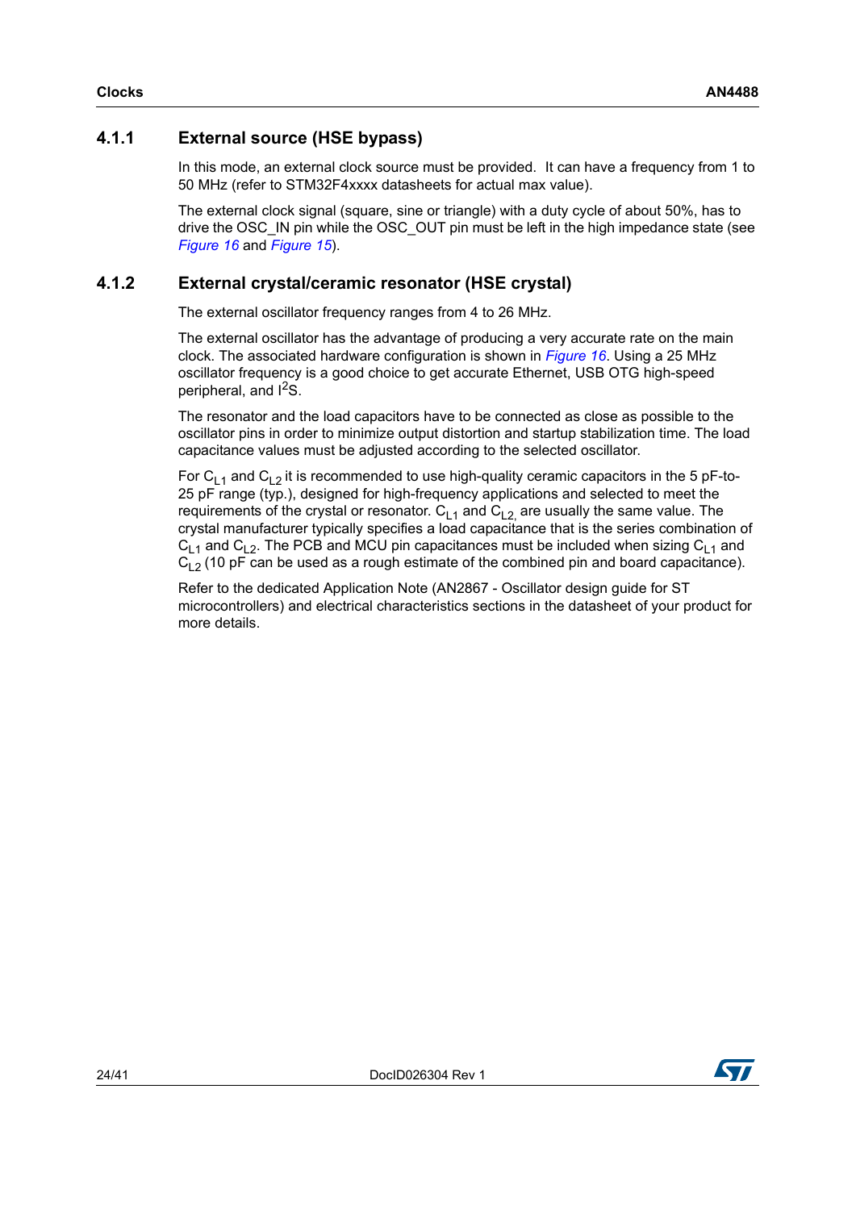### 4.1.1 External source (HSE bypass)

In this mode, an external clock source must be provided. It can have a frequency from 1 to 50 MHz (refer to STM32F4xxxx datasheets for actual max value).

The external clock signal (square, sine or triangle) with a duty cycle of about 50%, has to drive the OSC_IN pin while the OSC_OUT pin must be left in the high impedance state (see *Figure 16* and *Figure 15*).

### 4.1.2 External crystal/ceramic resonator (HSE crystal)

The external oscillator frequency ranges from 4 to 26 MHz.

The external oscillator has the advantage of producing a very accurate rate on the main clock. The associated hardware configuration is shown in *Figure 16*. Using a 25 MHz oscillator frequency is a good choice to get accurate Ethernet, USB OTG high-speed peripheral, and $I^2S$.

The resonator and the load capacitors have to be connected as close as possible to the oscillator pins in order to minimize output distortion and startup stabilization time. The load capacitance values must be adjusted according to the selected oscillator.

For $C_{L1}$ and $C_{L2}$ it is recommended to use high-quality ceramic capacitors in the 5 pF-to-25 pF range (typ.), designed for high-frequency applications and selected to meet the requirements of the crystal or resonator. $C_{L1}$ and $C_{L2,}$ are usually the same value. The crystal manufacturer typically specifies a load capacitance that is the series combination of $C_{L1}$ and $C_{L2}$. The PCB and MCU pin capacitances must be included when sizing $C_{L1}$ and $C_{L2}$ (10 pF can be used as a rough estimate of the combined pin and board capacitance).

Refer to the dedicated Application Note (AN2867 - Oscillator design guide for ST microcontrollers) and electrical characteristics sections in the datasheet of your product for more details.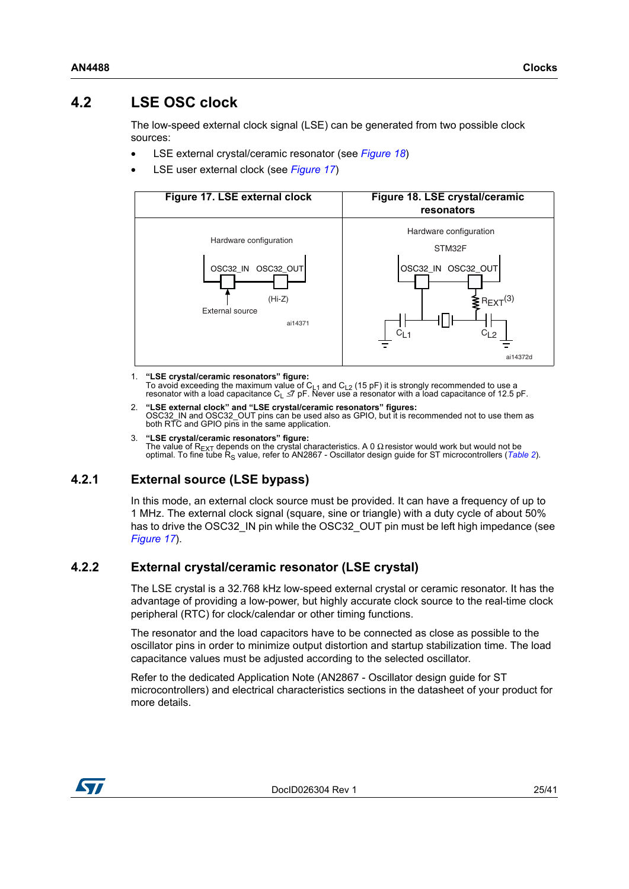## 4.2 LSE OSC clock

The low-speed external clock signal (LSE) can be generated from two possible clock sources:

- LSE external crystal/ceramic resonator (see *Figure 18*)
- LSE user external clock (see *Figure 17*)

| Figure 17. LSE external clock | Figure 18. LSE crystal/ceramic resonators |
|---|---|
| Hardware configuration<br>OSC32_IN OSC32_OUT<br>(Hi-Z)<br>External source<br>ai14371 | Hardware configuration<br>STM32F<br>OSC32_IN OSC32_OUT<br>$R_{EXT}$(3)<br>$C_{L1}$ $C_{L2}$<br>ai14372d |

1. **"LSE crystal/ceramic resonators" figure:**
   To avoid exceeding the maximum value of $C_{L1}$ and $C_{L2}$ (15 pF) it is strongly recommended to use a resonator with a load capacitance $C_L \leq 7$ pF. Never use a resonator with a load capacitance of 12.5 pF.
2. **"LSE external clock" and "LSE crystal/ceramic resonators" figures:**
   OSC32_IN and OSC32_OUT pins can be used also as GPIO, but it is recommended not to use them as both RTC and GPIO pins in the same application.
3. **"LSE crystal/ceramic resonators" figure:**
   The value of $R_{EXT}$ depends on the crystal characteristics. A 0 Ω resistor would work but would not be optimal. To fine tube $R_S$ value, refer to AN2867 - Oscillator design guide for ST microcontrollers (*Table 2*).

### 4.2.1 External source (LSE bypass)

In this mode, an external clock source must be provided. It can have a frequency of up to 1 MHz. The external clock signal (square, sine or triangle) with a duty cycle of about 50% has to drive the OSC32_IN pin while the OSC32_OUT pin must be left high impedance (see *Figure 17*).

### 4.2.2 External crystal/ceramic resonator (LSE crystal)

The LSE crystal is a 32.768 kHz low-speed external crystal or ceramic resonator. It has the advantage of providing a low-power, but highly accurate clock source to the real-time clock peripheral (RTC) for clock/calendar or other timing functions.

The resonator and the load capacitors have to be connected as close as possible to the oscillator pins in order to minimize output distortion and startup stabilization time. The load capacitance values must be adjusted according to the selected oscillator.

Refer to the dedicated Application Note (AN2867 - Oscillator design guide for ST microcontrollers) and electrical characteristics sections in the datasheet of your product for more details.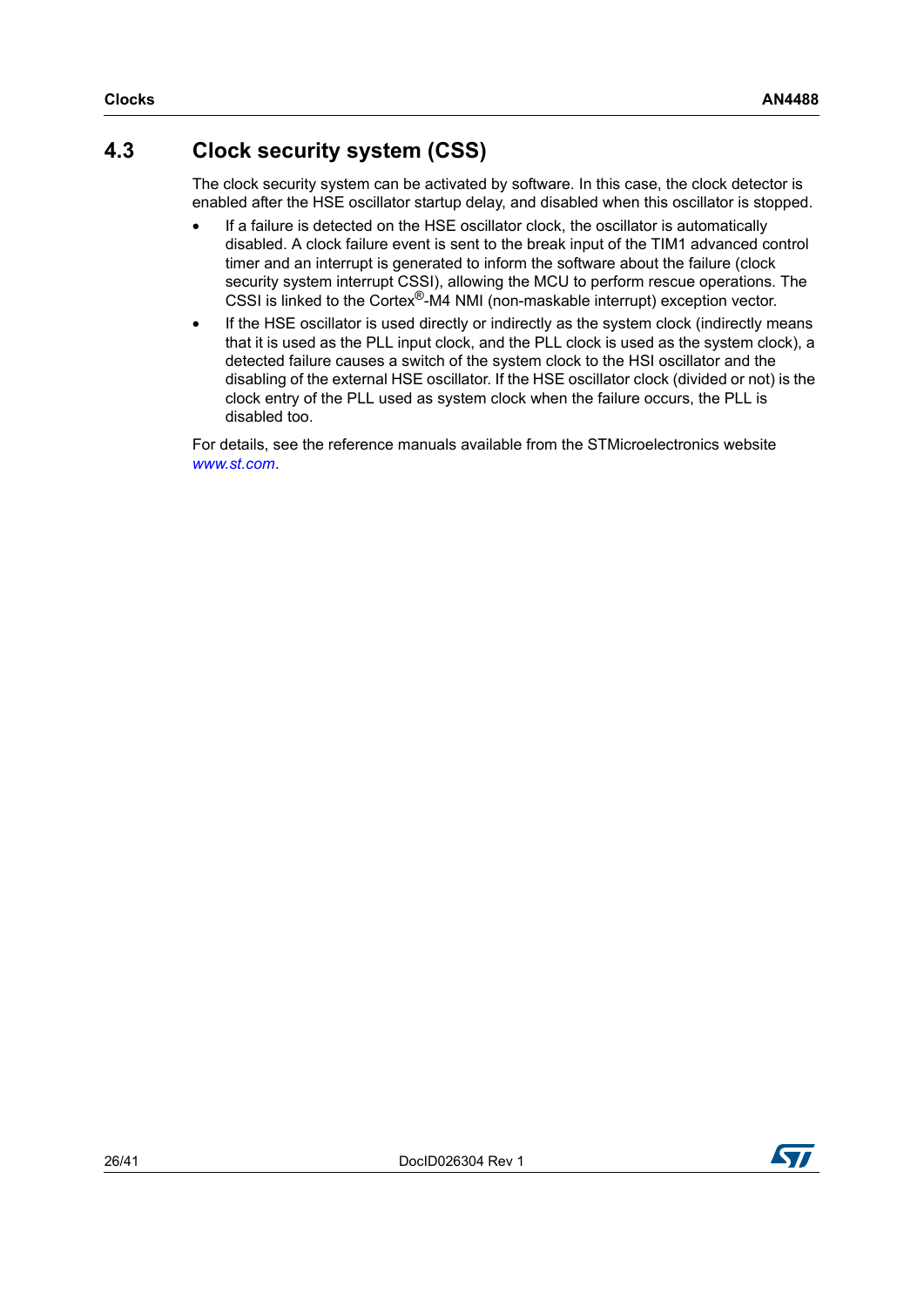## 4.3 Clock security system (CSS)

The clock security system can be activated by software. In this case, the clock detector is enabled after the HSE oscillator startup delay, and disabled when this oscillator is stopped.

- If a failure is detected on the HSE oscillator clock, the oscillator is automatically disabled. A clock failure event is sent to the break input of the TIM1 advanced control timer and an interrupt is generated to inform the software about the failure (clock security system interrupt CSSI), allowing the MCU to perform rescue operations. The CSSI is linked to the Cortex®-M4 NMI (non-maskable interrupt) exception vector.
- If the HSE oscillator is used directly or indirectly as the system clock (indirectly means that it is used as the PLL input clock, and the PLL clock is used as the system clock), a detected failure causes a switch of the system clock to the HSI oscillator and the disabling of the external HSE oscillator. If the HSE oscillator clock (divided or not) is the clock entry of the PLL used as system clock when the failure occurs, the PLL is disabled too.

For details, see the reference manuals available from the STMicroelectronics website *www.st.com*.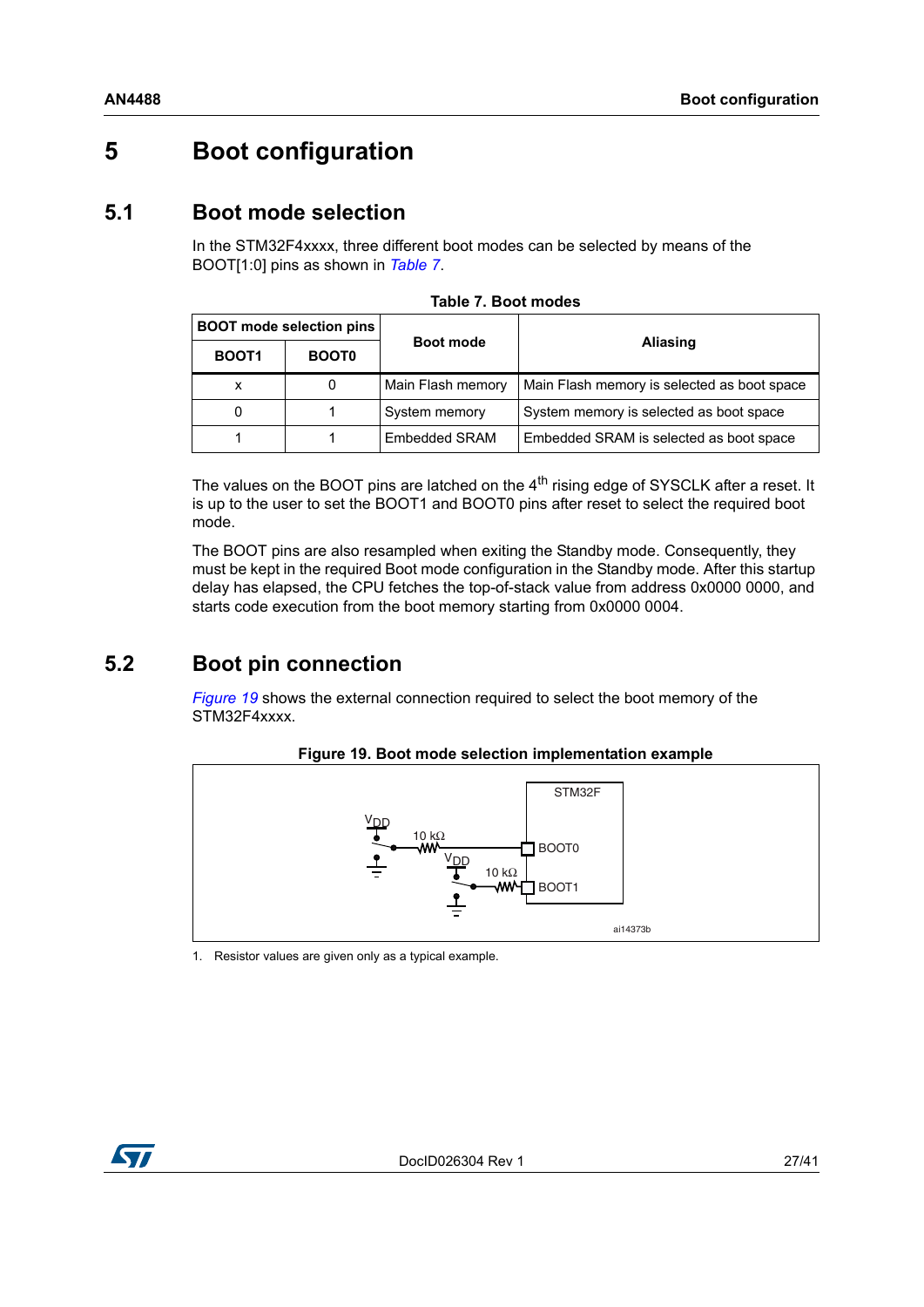# 5 Boot configuration

## 5.1 Boot mode selection

In the STM32F4xxxx, three different boot modes can be selected by means of the BOOT[1:0] pins as shown in *Table 7*.

**Table 7. Boot modes**

| BOOT mode selection pins | | Boot mode | Aliasing |
|---|---|---|---|
| BOOT1 | BOOT0 | | |
| x | 0 | Main Flash memory | Main Flash memory is selected as boot space |
| 0 | 1 | System memory | System memory is selected as boot space |
| 1 | 1 | Embedded SRAM | Embedded SRAM is selected as boot space |

The values on the BOOT pins are latched on the 4$^{th}$ rising edge of SYSCLK after a reset. It is up to the user to set the BOOT1 and BOOT0 pins after reset to select the required boot mode.

The BOOT pins are also resampled when exiting the Standby mode. Consequently, they must be kept in the required Boot mode configuration in the Standby mode. After this startup delay has elapsed, the CPU fetches the top-of-stack value from address 0x0000 0000, and starts code execution from the boot memory starting from 0x0000 0004.

## 5.2 Boot pin connection

*Figure 19* shows the external connection required to select the boot memory of the STM32F4xxxx.

**Figure 19. Boot mode selection implementation example**

1. Resistor values are given only as a typical example.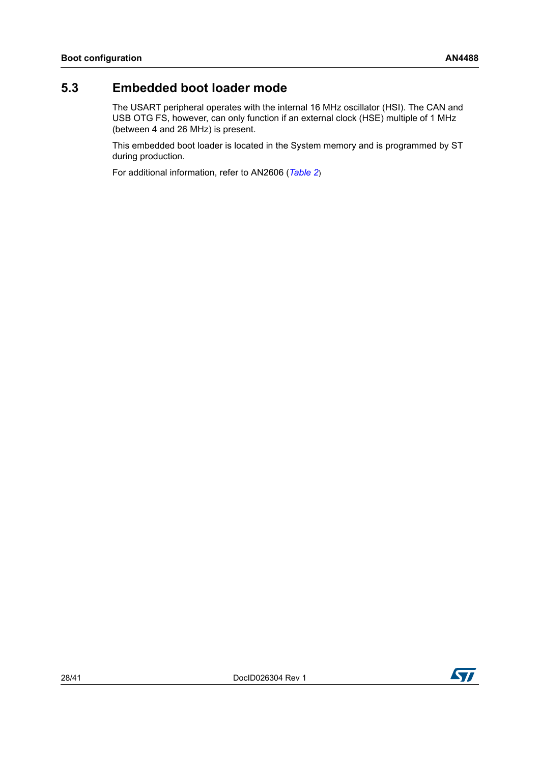## 5.3 Embedded boot loader mode

The USART peripheral operates with the internal 16 MHz oscillator (HSI). The CAN and USB OTG FS, however, can only function if an external clock (HSE) multiple of 1 MHz (between 4 and 26 MHz) is present.

This embedded boot loader is located in the System memory and is programmed by ST during production.

For additional information, refer to AN2606 (*Table 2*)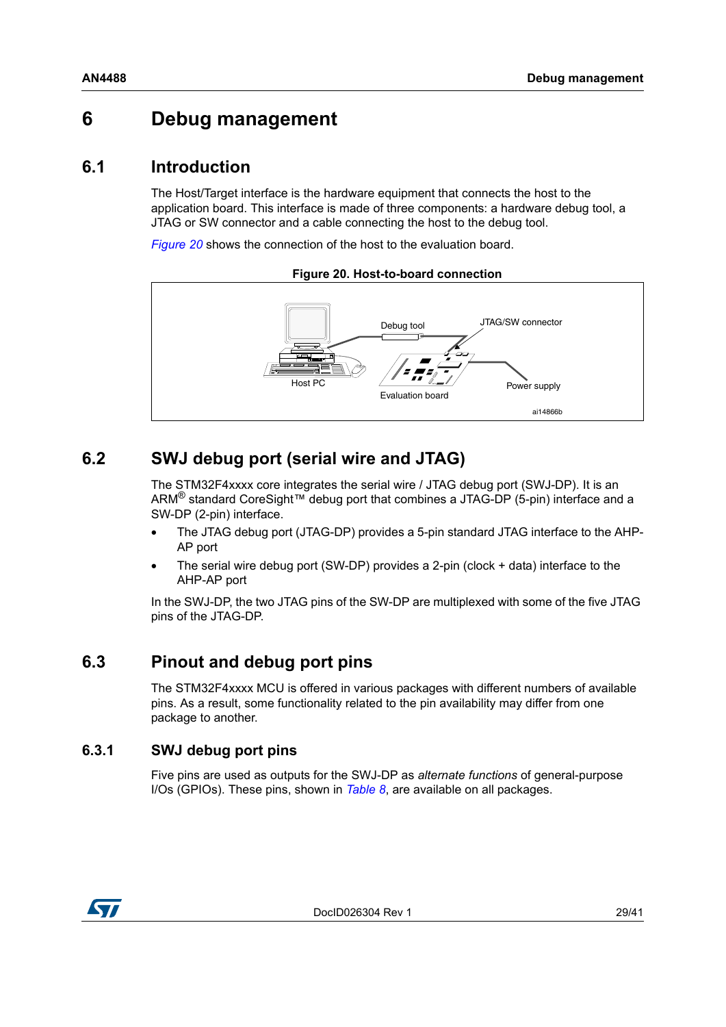# 6 Debug management

## 6.1 Introduction

The Host/Target interface is the hardware equipment that connects the host to the application board. This interface is made of three components: a hardware debug tool, a JTAG or SW connector and a cable connecting the host to the debug tool.

*Figure 20* shows the connection of the host to the evaluation board.

**Figure 20. Host-to-board connection**

Host PC

Debug tool

JTAG/SW connector

Evaluation board

Power supply

ai14866b

## 6.2 SWJ debug port (serial wire and JTAG)

The STM32F4xxxx core integrates the serial wire / JTAG debug port (SWJ-DP). It is an ARM® standard CoreSight™ debug port that combines a JTAG-DP (5-pin) interface and a SW-DP (2-pin) interface.

- The JTAG debug port (JTAG-DP) provides a 5-pin standard JTAG interface to the AHP-AP port
- The serial wire debug port (SW-DP) provides a 2-pin (clock + data) interface to the AHP-AP port

In the SWJ-DP, the two JTAG pins of the SW-DP are multiplexed with some of the five JTAG pins of the JTAG-DP.

## 6.3 Pinout and debug port pins

The STM32F4xxxx MCU is offered in various packages with different numbers of available pins. As a result, some functionality related to the pin availability may differ from one package to another.

### 6.3.1 SWJ debug port pins

Five pins are used as outputs for the SWJ-DP as *alternate functions* of general-purpose I/Os (GPIOs). These pins, shown in *Table 8*, are available on all packages.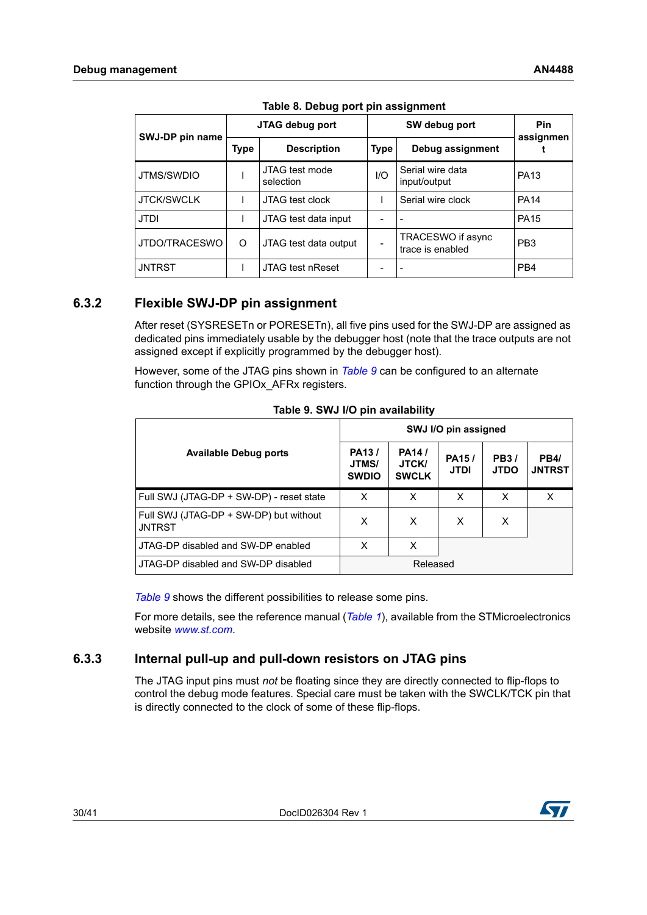Table 8. Debug port pin assignment

| SWJ-DP pin name | JTAG debug port | | SW debug port | | Pin assignment |
|---|---|---|---|---|---|
| | Type | Description | Type | Debug assignment | |
| JTMS/SWDIO | I | JTAG test mode selection | I/O | Serial wire data input/output | PA13 |
| JTCK/SWCLK | I | JTAG test clock | I | Serial wire clock | PA14 |
| JTDI | I | JTAG test data input | - | - | PA15 |
| JTDO/TRACESWO | O | JTAG test data output | - | TRACESWO if async trace is enabled | PB3 |
| JNTRST | I | JTAG test nReset | - | - | PB4 |

### 6.3.2 Flexible SWJ-DP pin assignment

After reset (SYSRESETn or PORESETn), all five pins used for the SWJ-DP are assigned as dedicated pins immediately usable by the debugger host (note that the trace outputs are not assigned except if explicitly programmed by the debugger host).

However, some of the JTAG pins shown in *Table 9* can be configured to an alternate function through the GPIOx_AFRx registers.

Table 9. SWJ I/O pin availability

| Available Debug ports | SWJ I/O pin assigned | | | | |
|---|---|---|---|---|---|
| | PA13 / JTMS/ SWDIO | PA14 / JTCK/ SWCLK | PA15 / JTDI | PB3 / JTDO | PB4/ JNTRST |
| Full SWJ (JTAG-DP + SW-DP) - reset state | X | X | X | X | X |
| Full SWJ (JTAG-DP + SW-DP) but without JNTRST | X | X | X | X | |
| JTAG-DP disabled and SW-DP enabled | X | X | | | |
| JTAG-DP disabled and SW-DP disabled | Released | | | | |

*Table 9* shows the different possibilities to release some pins.

For more details, see the reference manual (*Table 1*), available from the STMicroelectronics website *www.st.com*.

### 6.3.3 Internal pull-up and pull-down resistors on JTAG pins

The JTAG input pins must *not* be floating since they are directly connected to flip-flops to control the debug mode features. Special care must be taken with the SWCLK/TCK pin that is directly connected to the clock of some of these flip-flops.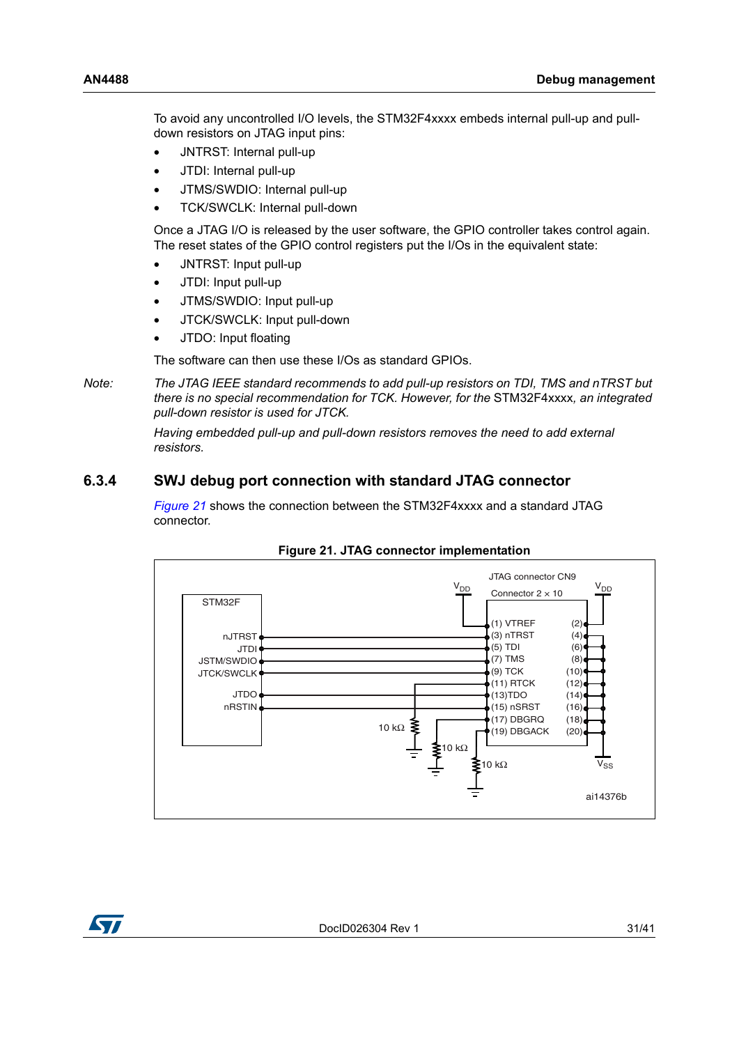To avoid any uncontrolled I/O levels, the STM32F4xxxx embeds internal pull-up and pull-down resistors on JTAG input pins:

- JNTRST: Internal pull-up
- JTDI: Internal pull-up
- JTMS/SWDIO: Internal pull-up
- TCK/SWCLK: Internal pull-down

Once a JTAG I/O is released by the user software, the GPIO controller takes control again. The reset states of the GPIO control registers put the I/Os in the equivalent state:

- JNTRST: Input pull-up
- JTDI: Input pull-up
- JTMS/SWDIO: Input pull-up
- JTCK/SWCLK: Input pull-down
- JTDO: Input floating

The software can then use these I/Os as standard GPIOs.

*Note: The JTAG IEEE standard recommends to add pull-up resistors on TDI, TMS and nTRST but there is no special recommendation for TCK. However, for the* STM32F4xxxx*, an integrated pull-down resistor is used for JTCK.*

*Having embedded pull-up and pull-down resistors removes the need to add external resistors.*

### 6.3.4 SWJ debug port connection with standard JTAG connector

*Figure 21* shows the connection between the STM32F4xxxx and a standard JTAG connector.

**Figure 21. JTAG connector implementation**

ai14376b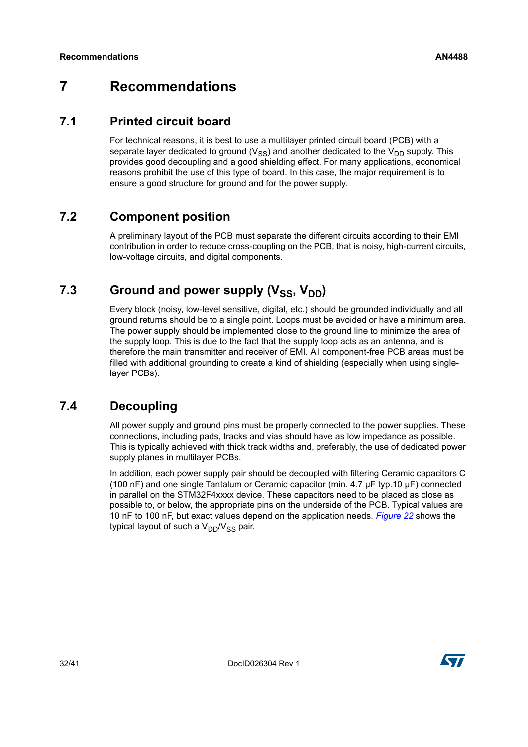# 7 Recommendations

## 7.1 Printed circuit board

For technical reasons, it is best to use a multilayer printed circuit board (PCB) with a separate layer dedicated to ground ($V_{SS}$) and another dedicated to the $V_{DD}$ supply. This provides good decoupling and a good shielding effect. For many applications, economical reasons prohibit the use of this type of board. In this case, the major requirement is to ensure a good structure for ground and for the power supply.

## 7.2 Component position

A preliminary layout of the PCB must separate the different circuits according to their EMI contribution in order to reduce cross-coupling on the PCB, that is noisy, high-current circuits, low-voltage circuits, and digital components.

## 7.3 Ground and power supply ($V_{SS}$, $V_{DD}$)

Every block (noisy, low-level sensitive, digital, etc.) should be grounded individually and all ground returns should be to a single point. Loops must be avoided or have a minimum area. The power supply should be implemented close to the ground line to minimize the area of the supply loop. This is due to the fact that the supply loop acts as an antenna, and is therefore the main transmitter and receiver of EMI. All component-free PCB areas must be filled with additional grounding to create a kind of shielding (especially when using single-layer PCBs).

## 7.4 Decoupling

All power supply and ground pins must be properly connected to the power supplies. These connections, including pads, tracks and vias should have as low impedance as possible. This is typically achieved with thick track widths and, preferably, the use of dedicated power supply planes in multilayer PCBs.

In addition, each power supply pair should be decoupled with filtering Ceramic capacitors C (100 nF) and one single Tantalum or Ceramic capacitor (min. 4.7 µF typ.10 µF) connected in parallel on the STM32F4xxxx device. These capacitors need to be placed as close as possible to, or below, the appropriate pins on the underside of the PCB. Typical values are 10 nF to 100 nF, but exact values depend on the application needs. *Figure 22* shows the typical layout of such a $V_{DD}$/$V_{SS}$ pair.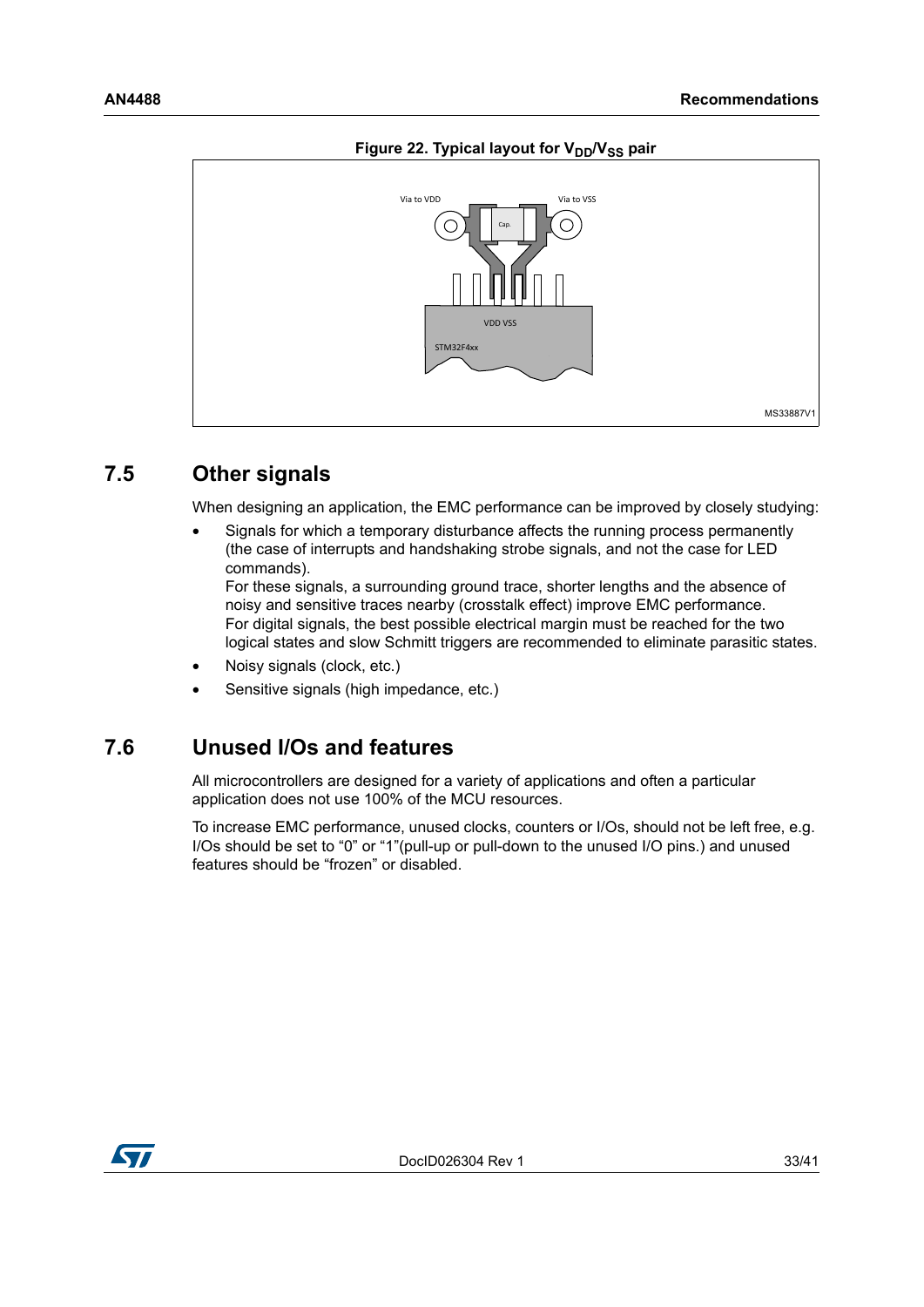Figure 22. Typical layout for $V_{DD}/V_{SS}$ pair

## 7.5 Other signals

When designing an application, the EMC performance can be improved by closely studying:

- Signals for which a temporary disturbance affects the running process permanently (the case of interrupts and handshaking strobe signals, and not the case for LED commands).
  For these signals, a surrounding ground trace, shorter lengths and the absence of noisy and sensitive traces nearby (crosstalk effect) improve EMC performance.
  For digital signals, the best possible electrical margin must be reached for the two logical states and slow Schmitt triggers are recommended to eliminate parasitic states.
- Noisy signals (clock, etc.)
- Sensitive signals (high impedance, etc.)

## 7.6 Unused I/Os and features

All microcontrollers are designed for a variety of applications and often a particular application does not use 100% of the MCU resources.

To increase EMC performance, unused clocks, counters or I/Os, should not be left free, e.g. I/Os should be set to “0” or “1”(pull-up or pull-down to the unused I/O pins.) and unused features should be “frozen” or disabled.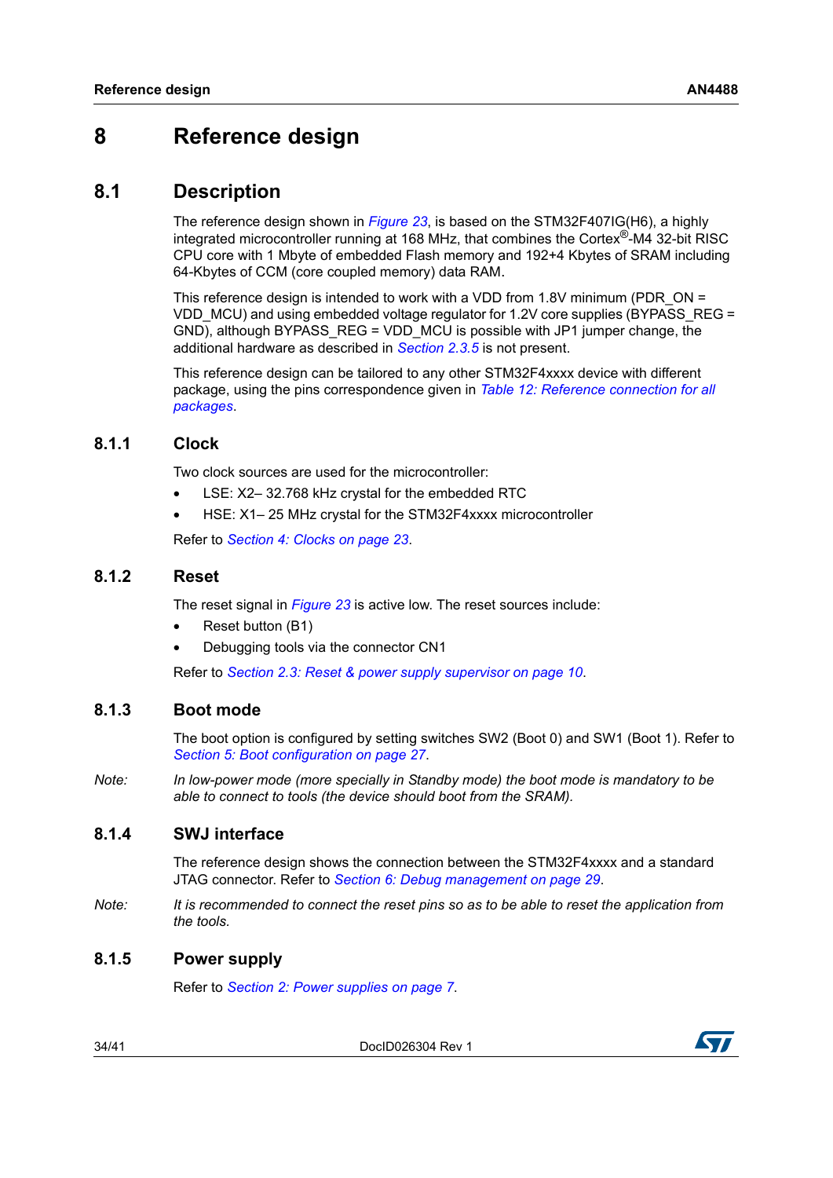# 8 Reference design

## 8.1 Description

The reference design shown in *Figure 23*, is based on the STM32F407IG(H6), a highly integrated microcontroller running at 168 MHz, that combines the Cortex®-M4 32-bit RISC CPU core with 1 Mbyte of embedded Flash memory and 192+4 Kbytes of SRAM including 64-Kbytes of CCM (core coupled memory) data RAM.

This reference design is intended to work with a VDD from 1.8V minimum (PDR_ON = VDD_MCU) and using embedded voltage regulator for 1.2V core supplies (BYPASS_REG = GND), although BYPASS_REG = VDD_MCU is possible with JP1 jumper change, the additional hardware as described in *Section 2.3.5* is not present.

This reference design can be tailored to any other STM32F4xxxx device with different package, using the pins correspondence given in *Table 12: Reference connection for all packages*.

### 8.1.1 Clock

Two clock sources are used for the microcontroller:

- LSE: X2– 32.768 kHz crystal for the embedded RTC
- HSE: X1– 25 MHz crystal for the STM32F4xxxx microcontroller

Refer to *Section 4: Clocks on page 23*.

### 8.1.2 Reset

The reset signal in *Figure 23* is active low. The reset sources include:

- Reset button (B1)
- Debugging tools via the connector CN1

Refer to *Section 2.3: Reset & power supply supervisor on page 10*.

### 8.1.3 Boot mode

The boot option is configured by setting switches SW2 (Boot 0) and SW1 (Boot 1). Refer to *Section 5: Boot configuration on page 27*.

*Note: In low-power mode (more specially in Standby mode) the boot mode is mandatory to be able to connect to tools (the device should boot from the SRAM).*

### 8.1.4 SWJ interface

The reference design shows the connection between the STM32F4xxxx and a standard JTAG connector. Refer to *Section 6: Debug management on page 29*.

*Note: It is recommended to connect the reset pins so as to be able to reset the application from the tools.*

### 8.1.5 Power supply

Refer to *Section 2: Power supplies on page 7*.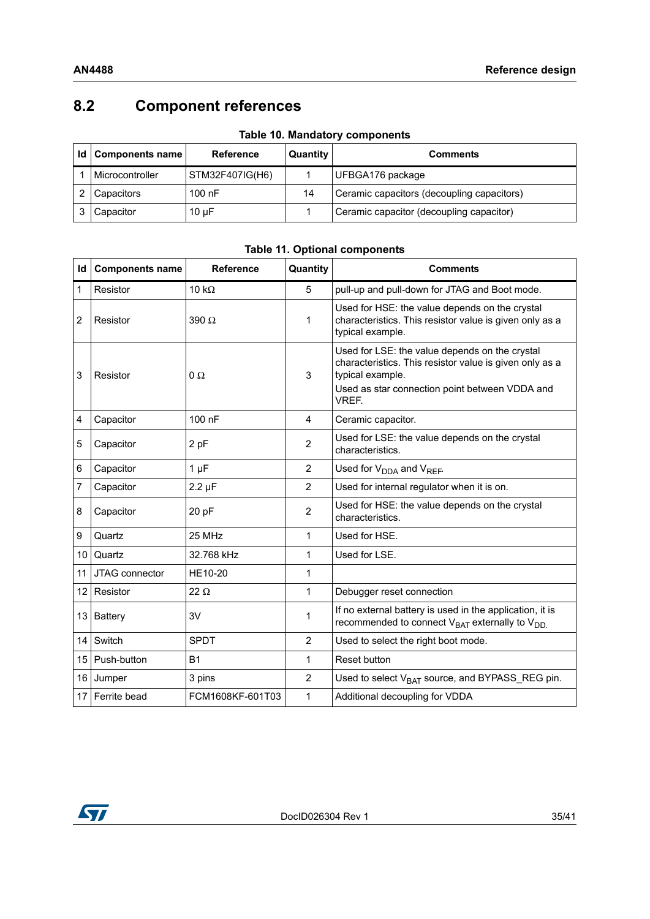## 8.2 Component references

Table 10. Mandatory components

| Id | Components name | Reference | Quantity | Comments |
|---|---|---|---|---|
| 1 | Microcontroller | STM32F407IG(H6) | 1 | UFBGA176 package |
| 2 | Capacitors | 100 nF | 14 | Ceramic capacitors (decoupling capacitors) |
| 3 | Capacitor | 10 µF | 1 | Ceramic capacitor (decoupling capacitor) |

Table 11. Optional components

| Id | Components name | Reference | Quantity | Comments |
|---|---|---|---|---|
| 1 | Resistor | 10 kΩ | 5 | pull-up and pull-down for JTAG and Boot mode. |
| 2 | Resistor | 390 Ω | 1 | Used for HSE: the value depends on the crystal characteristics. This resistor value is given only as a typical example. |
| 3 | Resistor | 0 Ω | 3 | Used for LSE: the value depends on the crystal characteristics. This resistor value is given only as a typical example. Used as star connection point between VDDA and VREF. |
| 4 | Capacitor | 100 nF | 4 | Ceramic capacitor. |
| 5 | Capacitor | 2 pF | 2 | Used for LSE: the value depends on the crystal characteristics. |
| 6 | Capacitor | 1 µF | 2 | Used for $V_{DDA}$ and $V_{REF}$. |
| 7 | Capacitor | 2.2 µF | 2 | Used for internal regulator when it is on. |
| 8 | Capacitor | 20 pF | 2 | Used for HSE: the value depends on the crystal characteristics. |
| 9 | Quartz | 25 MHz | 1 | Used for HSE. |
| 10 | Quartz | 32.768 kHz | 1 | Used for LSE. |
| 11 | JTAG connector | HE10-20 | 1 | |
| 12 | Resistor | 22 Ω | 1 | Debugger reset connection |
| 13 | Battery | 3V | 1 | If no external battery is used in the application, it is recommended to connect $V_{BAT}$ externally to $V_{DD}$. |
| 14 | Switch | SPDT | 2 | Used to select the right boot mode. |
| 15 | Push-button | B1 | 1 | Reset button |
| 16 | Jumper | 3 pins | 2 | Used to select $V_{BAT}$ source, and BYPASS_REG pin. |
| 17 | Ferrite bead | FCM1608KF-601T03 | 1 | Additional decoupling for VDDA |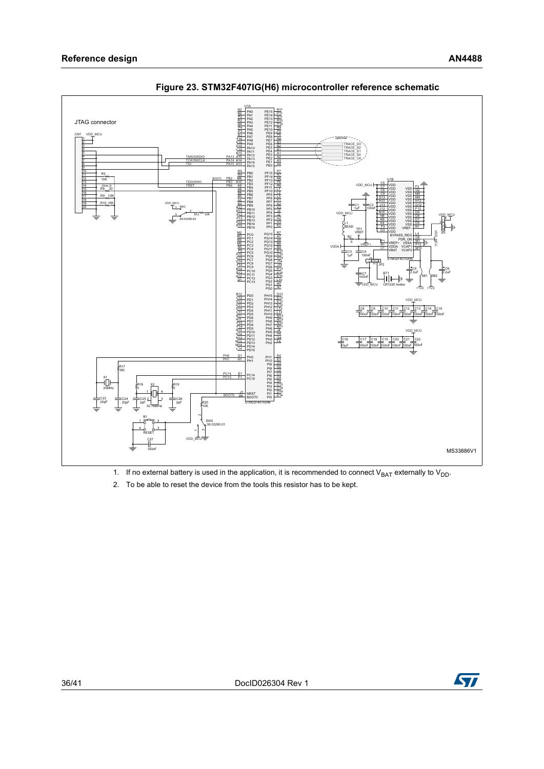**Figure 23. STM32F407IG(H6) microcontroller reference schematic**

1. If no external battery is used in the application, it is recommended to connect $V_{BAT}$ externally to $V_{DD}$.
2. To be able to reset the device from the tools this resistor has to be kept.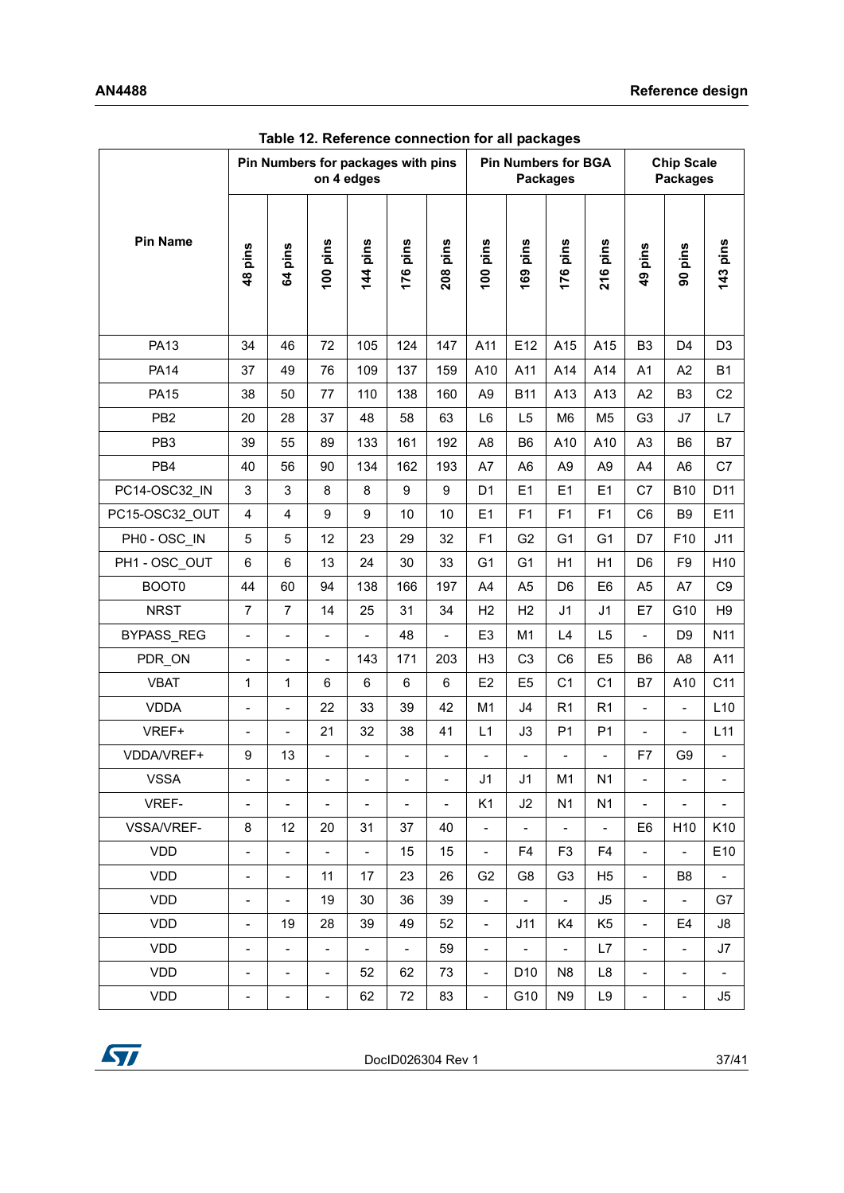Table 12. Reference connection for all packages

| Pin Name | Pin Numbers for packages with pins on 4 edges | | | | | | Pin Numbers for BGA Packages | | | | Chip Scale Packages | | |
|---|---|---|---|---|---|---|---|---|---|---|---|---|---|
| | 48 pins | 64 pins | 100 pins | 144 pins | 176 pins | 208 pins | 100 pins | 169 pins | 176 pins | 216 pins | 49 pins | 90 pins | 143 pins |
| PA13 | 34 | 46 | 72 | 105 | 124 | 147 | A11 | E12 | A15 | A15 | B3 | D4 | D3 |
| PA14 | 37 | 49 | 76 | 109 | 137 | 159 | A10 | A11 | A14 | A14 | A1 | A2 | B1 |
| PA15 | 38 | 50 | 77 | 110 | 138 | 160 | A9 | B11 | A13 | A13 | A2 | B3 | C2 |
| PB2 | 20 | 28 | 37 | 48 | 58 | 63 | L6 | L5 | M6 | M5 | G3 | J7 | L7 |
| PB3 | 39 | 55 | 89 | 133 | 161 | 192 | A8 | B6 | A10 | A10 | A3 | B6 | B7 |
| PB4 | 40 | 56 | 90 | 134 | 162 | 193 | A7 | A6 | A9 | A9 | A4 | A6 | C7 |
| PC14-OSC32_IN | 3 | 3 | 8 | 8 | 9 | 9 | D1 | E1 | E1 | E1 | C7 | B10 | D11 |
| PC15-OSC32_OUT | 4 | 4 | 9 | 9 | 10 | 10 | E1 | F1 | F1 | F1 | C6 | B9 | E11 |
| PH0 - OSC_IN | 5 | 5 | 12 | 23 | 29 | 32 | F1 | G2 | G1 | G1 | D7 | F10 | J11 |
| PH1 - OSC_OUT | 6 | 6 | 13 | 24 | 30 | 33 | G1 | G1 | H1 | H1 | D6 | F9 | H10 |
| BOOT0 | 44 | 60 | 94 | 138 | 166 | 197 | A4 | A5 | D6 | E6 | A5 | A7 | C9 |
| NRST | 7 | 7 | 14 | 25 | 31 | 34 | H2 | H2 | J1 | J1 | E7 | G10 | H9 |
| BYPASS_REG | - | - | - | - | 48 | - | E3 | M1 | L4 | L5 | - | D9 | N11 |
| PDR_ON | - | - | - | 143 | 171 | 203 | H3 | C3 | C6 | E5 | B6 | A8 | A11 |
| VBAT | 1 | 1 | 6 | 6 | 6 | 6 | E2 | E5 | C1 | C1 | B7 | A10 | C11 |
| VDDA | - | - | 22 | 33 | 39 | 42 | M1 | J4 | R1 | R1 | - | - | L10 |
| VREF+ | - | - | 21 | 32 | 38 | 41 | L1 | J3 | P1 | P1 | - | - | L11 |
| VDDA/VREF+ | 9 | 13 | - | - | - | - | - | - | - | - | F7 | G9 | - |
| VSSA | - | - | - | - | - | - | J1 | J1 | M1 | N1 | - | - | - |
| VREF- | - | - | - | - | - | - | K1 | J2 | N1 | N1 | - | - | - |
| VSSA/VREF- | 8 | 12 | 20 | 31 | 37 | 40 | - | - | - | - | E6 | H10 | K10 |
| VDD | - | - | - | - | 15 | 15 | - | F4 | F3 | F4 | - | - | E10 |
| VDD | - | - | 11 | 17 | 23 | 26 | G2 | G8 | G3 | H5 | - | B8 | - |
| VDD | - | - | 19 | 30 | 36 | 39 | - | - | - | J5 | - | - | G7 |
| VDD | - | 19 | 28 | 39 | 49 | 52 | - | J11 | K4 | K5 | - | E4 | J8 |
| VDD | - | - | - | - | - | 59 | - | - | - | L7 | - | - | J7 |
| VDD | - | - | - | 52 | 62 | 73 | - | D10 | N8 | L8 | - | - | - |
| VDD | - | - | - | 62 | 72 | 83 | - | G10 | N9 | L9 | - | - | J5 |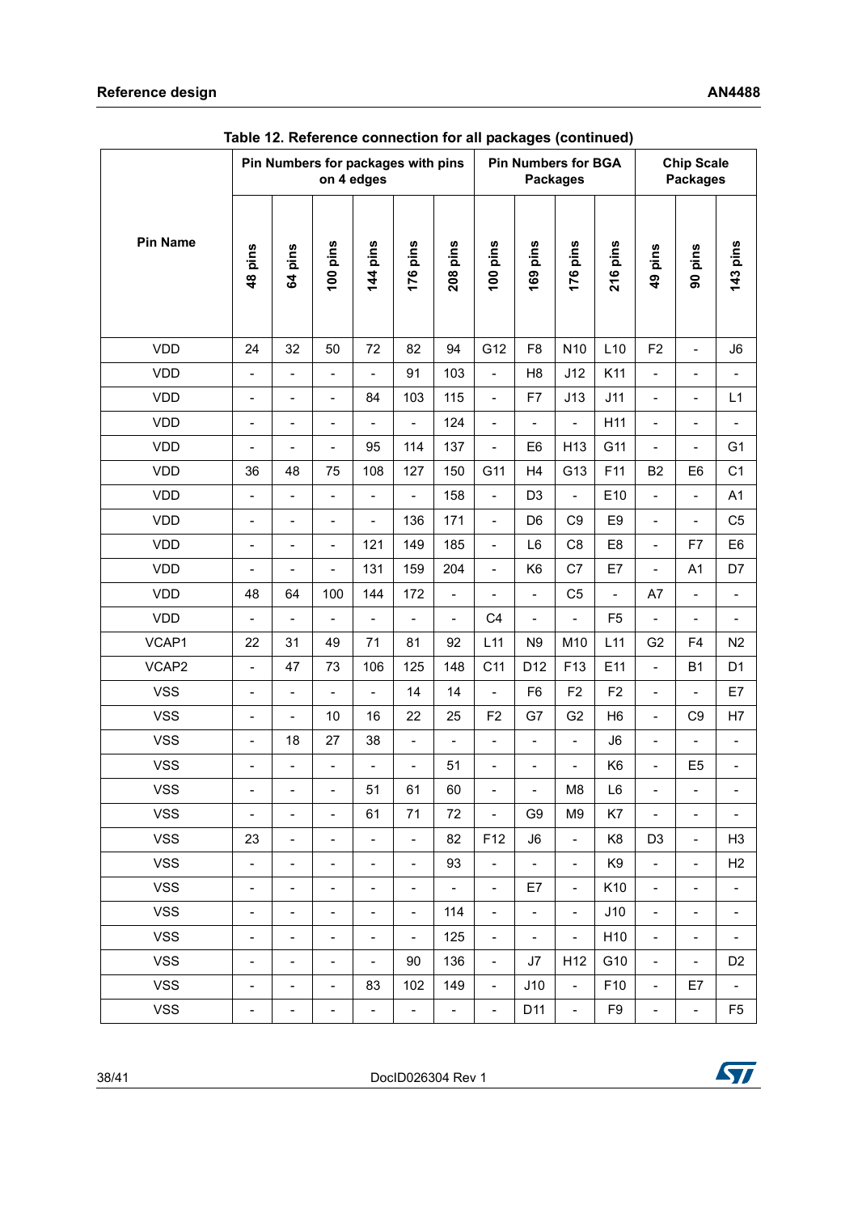Table 12. Reference connection for all packages (continued)

| Pin Name | Pin Numbers for packages with pins on 4 edges | | | | | | Pin Numbers for BGA Packages | | | | Chip Scale Packages | | |
|---|---|---|---|---|---|---|---|---|---|---|---|---|---|
| | 48 pins | 64 pins | 100 pins | 144 pins | 176 pins | 208 pins | 100 pins | 169 pins | 176 pins | 216 pins | 49 pins | 90 pins | 143 pins |
| VDD | 24 | 32 | 50 | 72 | 82 | 94 | G12 | F8 | N10 | L10 | F2 | - | J6 |
| VDD | - | - | - | - | 91 | 103 | - | H8 | J12 | K11 | - | - | - |
| VDD | - | - | - | 84 | 103 | 115 | - | F7 | J13 | J11 | - | - | L1 |
| VDD | - | - | - | - | - | 124 | - | - | - | H11 | - | - | - |
| VDD | - | - | - | 95 | 114 | 137 | - | E6 | H13 | G11 | - | - | G1 |
| VDD | 36 | 48 | 75 | 108 | 127 | 150 | G11 | H4 | G13 | F11 | B2 | E6 | C1 |
| VDD | - | - | - | - | - | 158 | - | D3 | - | E10 | - | - | A1 |
| VDD | - | - | - | - | 136 | 171 | - | D6 | C9 | E9 | - | - | C5 |
| VDD | - | - | - | 121 | 149 | 185 | - | L6 | C8 | E8 | - | F7 | E6 |
| VDD | - | - | - | 131 | 159 | 204 | - | K6 | C7 | E7 | - | A1 | D7 |
| VDD | 48 | 64 | 100 | 144 | 172 | - | - | - | C5 | - | A7 | - | - |
| VDD | - | - | - | - | - | - | C4 | - | - | F5 | - | - | - |
| VCAP1 | 22 | 31 | 49 | 71 | 81 | 92 | L11 | N9 | M10 | L11 | G2 | F4 | N2 |
| VCAP2 | - | 47 | 73 | 106 | 125 | 148 | C11 | D12 | F13 | E11 | - | B1 | D1 |
| VSS | - | - | - | - | 14 | 14 | - | F6 | F2 | F2 | - | - | E7 |
| VSS | - | - | 10 | 16 | 22 | 25 | F2 | G7 | G2 | H6 | - | C9 | H7 |
| VSS | - | 18 | 27 | 38 | - | - | - | - | - | J6 | - | - | - |
| VSS | - | - | - | - | - | 51 | - | - | - | K6 | - | E5 | - |
| VSS | - | - | - | 51 | 61 | 60 | - | - | M8 | L6 | - | - | - |
| VSS | - | - | - | 61 | 71 | 72 | - | G9 | M9 | K7 | - | - | - |
| VSS | 23 | - | - | - | - | 82 | F12 | J6 | - | K8 | D3 | - | H3 |
| VSS | - | - | - | - | - | 93 | - | - | - | K9 | - | - | H2 |
| VSS | - | - | - | - | - | - | - | E7 | - | K10 | - | - | - |
| VSS | - | - | - | - | - | 114 | - | - | - | J10 | - | - | - |
| VSS | - | - | - | - | - | 125 | - | - | - | H10 | - | - | - |
| VSS | - | - | - | - | 90 | 136 | - | J7 | H12 | G10 | - | - | D2 |
| VSS | - | - | - | 83 | 102 | 149 | - | J10 | - | F10 | - | E7 | - |
| VSS | - | - | - | - | - | - | - | D11 | - | F9 | - | - | F5 |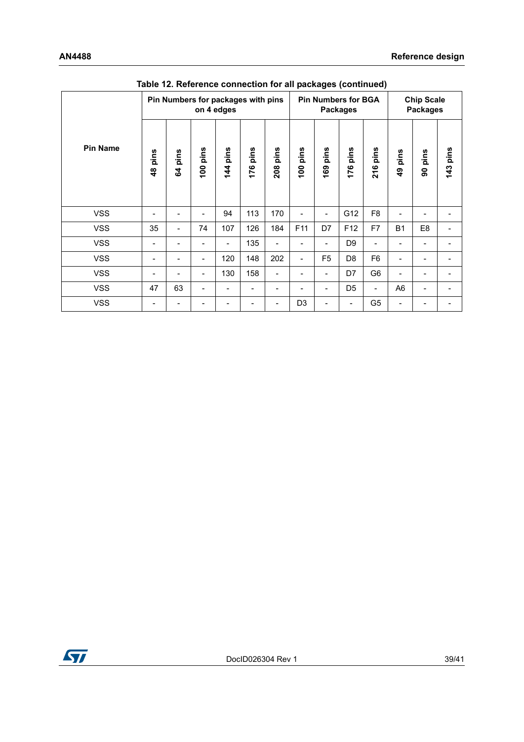Table 12. Reference connection for all packages (continued)

| Pin Name | Pin Numbers for packages with pins on 4 edges | | | | | | Pin Numbers for BGA Packages | | | | Chip Scale Packages | | |
|---|---|---|---|---|---|---|---|---|---|---|---|---|---|
| | 48 pins | 64 pins | 100 pins | 144 pins | 176 pins | 208 pins | 100 pins | 169 pins | 176 pins | 216 pins | 49 pins | 90 pins | 143 pins |
| VSS | - | - | - | 94 | 113 | 170 | - | - | G12 | F8 | - | - | - |
| VSS | 35 | - | 74 | 107 | 126 | 184 | F11 | D7 | F12 | F7 | B1 | E8 | - |
| VSS | - | - | - | - | 135 | - | - | - | D9 | - | - | - | - |
| VSS | - | - | - | 120 | 148 | 202 | - | F5 | D8 | F6 | - | - | - |
| VSS | - | - | - | 130 | 158 | - | - | - | D7 | G6 | - | - | - |
| VSS | 47 | 63 | - | - | - | - | - | - | D5 | - | A6 | - | - |
| VSS | - | - | - | - | - | - | D3 | - | - | G5 | - | - | - |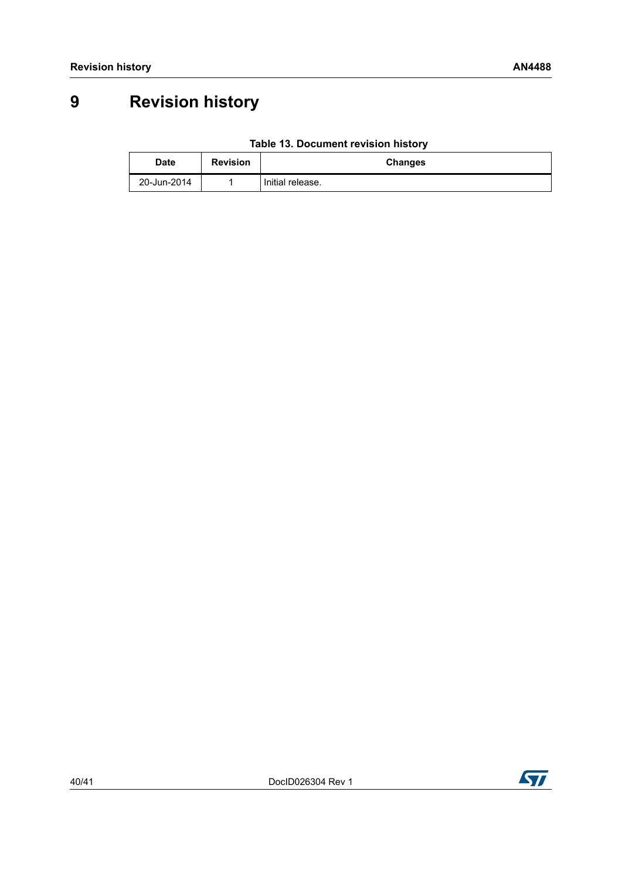# 9 Revision history

**Table 13. Document revision history**

| Date | Revision | Changes |
|---|---|---|
| 20-Jun-2014 | 1 | Initial release. |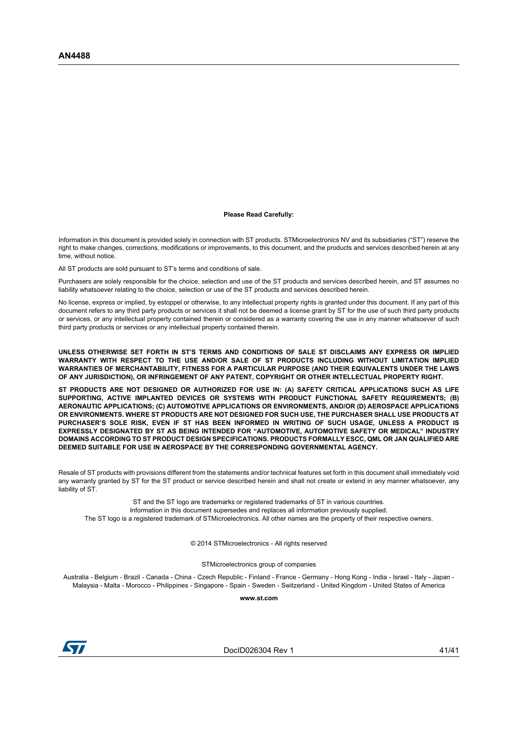**Please Read Carefully:**

Information in this document is provided solely in connection with ST products. STMicroelectronics NV and its subsidiaries ("ST") reserve the right to make changes, corrections, modifications or improvements, to this document, and the products and services described herein at any time, without notice.

All ST products are sold pursuant to ST's terms and conditions of sale.

Purchasers are solely responsible for the choice, selection and use of the ST products and services described herein, and ST assumes no liability whatsoever relating to the choice, selection or use of the ST products and services described herein.

No license, express or implied, by estoppel or otherwise, to any intellectual property rights is granted under this document. If any part of this document refers to any third party products or services it shall not be deemed a license grant by ST for the use of such third party products or services, or any intellectual property contained therein or considered as a warranty covering the use in any manner whatsoever of such third party products or services or any intellectual property contained therein.

**UNLESS OTHERWISE SET FORTH IN ST'S TERMS AND CONDITIONS OF SALE ST DISCLAIMS ANY EXPRESS OR IMPLIED WARRANTY WITH RESPECT TO THE USE AND/OR SALE OF ST PRODUCTS INCLUDING WITHOUT LIMITATION IMPLIED WARRANTIES OF MERCHANTABILITY, FITNESS FOR A PARTICULAR PURPOSE (AND THEIR EQUIVALENTS UNDER THE LAWS OF ANY JURISDICTION), OR INFRINGEMENT OF ANY PATENT, COPYRIGHT OR OTHER INTELLECTUAL PROPERTY RIGHT.**

**ST PRODUCTS ARE NOT DESIGNED OR AUTHORIZED FOR USE IN: (A) SAFETY CRITICAL APPLICATIONS SUCH AS LIFE SUPPORTING, ACTIVE IMPLANTED DEVICES OR SYSTEMS WITH PRODUCT FUNCTIONAL SAFETY REQUIREMENTS; (B) AERONAUTIC APPLICATIONS; (C) AUTOMOTIVE APPLICATIONS OR ENVIRONMENTS, AND/OR (D) AEROSPACE APPLICATIONS OR ENVIRONMENTS. WHERE ST PRODUCTS ARE NOT DESIGNED FOR SUCH USE, THE PURCHASER SHALL USE PRODUCTS AT PURCHASER'S SOLE RISK, EVEN IF ST HAS BEEN INFORMED IN WRITING OF SUCH USAGE, UNLESS A PRODUCT IS EXPRESSLY DESIGNATED BY ST AS BEING INTENDED FOR "AUTOMOTIVE, AUTOMOTIVE SAFETY OR MEDICAL" INDUSTRY DOMAINS ACCORDING TO ST PRODUCT DESIGN SPECIFICATIONS. PRODUCTS FORMALLY ESCC, QML OR JAN QUALIFIED ARE DEEMED SUITABLE FOR USE IN AEROSPACE BY THE CORRESPONDING GOVERNMENTAL AGENCY.**

Resale of ST products with provisions different from the statements and/or technical features set forth in this document shall immediately void any warranty granted by ST for the ST product or service described herein and shall not create or extend in any manner whatsoever, any liability of ST.

ST and the ST logo are trademarks or registered trademarks of ST in various countries.
Information in this document supersedes and replaces all information previously supplied.
The ST logo is a registered trademark of STMicroelectronics. All other names are the property of their respective owners.

© 2014 STMicroelectronics - All rights reserved

STMicroelectronics group of companies

Australia - Belgium - Brazil - Canada - China - Czech Republic - Finland - France - Germany - Hong Kong - India - Israel - Italy - Japan - Malaysia - Malta - Morocco - Philippines - Singapore - Spain - Sweden - Switzerland - United Kingdom - United States of America

**www.st.com**